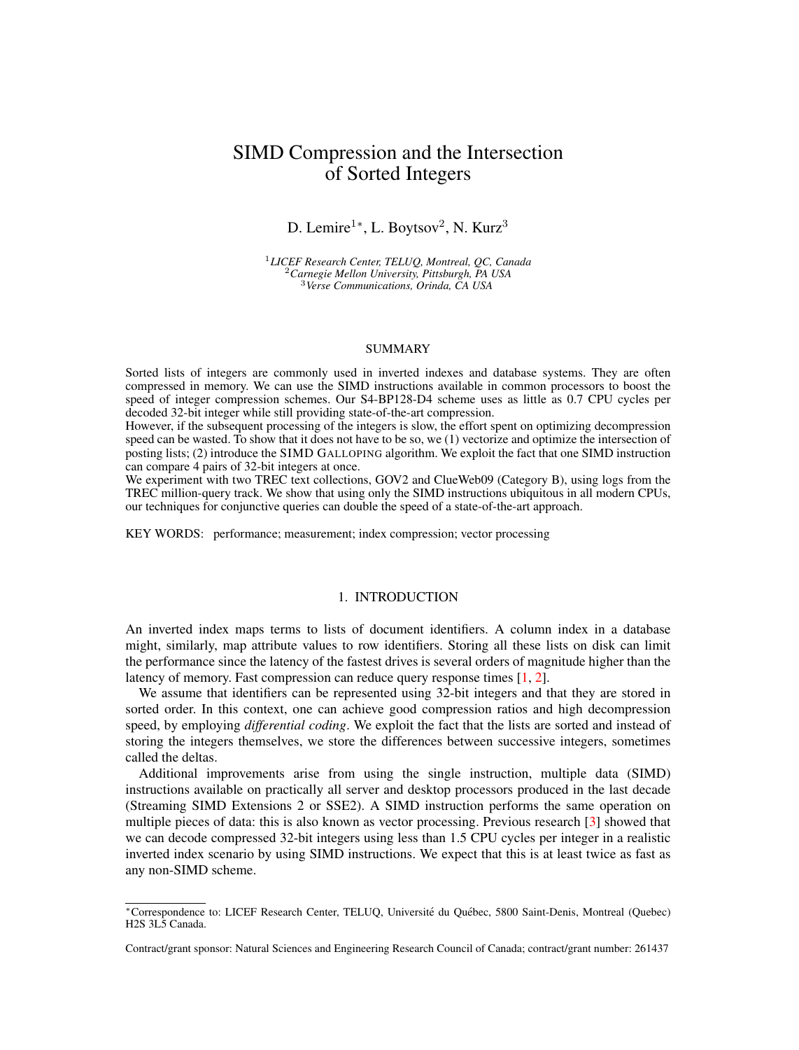# SIMD Compression and the Intersection of Sorted Integers

D. Lemire[1*], L. Boytsov[2], N. Kurz[3]

[1] *LICEF Research Center, TELUQ, Montreal, QC, Canada*
[2] *Carnegie Mellon University, Pittsburgh, PA USA*
[3] *Verse Communications, Orinda, CA USA*

## SUMMARY

Sorted lists of integers are commonly used in inverted indexes and database systems. They are often compressed in memory. We can use the SIMD instructions available in common processors to boost the speed of integer compression schemes. Our S4-BP128-D4 scheme uses as little as 0.7 CPU cycles per decoded 32-bit integer while still providing state-of-the-art compression.

However, if the subsequent processing of the integers is slow, the effort spent on optimizing decompression speed can be wasted. To show that it does not have to be so, we (1) vectorize and optimize the intersection of posting lists; (2) introduce the SIMD GALLOPING algorithm. We exploit the fact that one SIMD instruction can compare 4 pairs of 32-bit integers at once.

We experiment with two TREC text collections, GOV2 and ClueWeb09 (Category B), using logs from the TREC million-query track. We show that using only the SIMD instructions ubiquitous in all modern CPUs, our techniques for conjunctive queries can double the speed of a state-of-the-art approach.

KEY WORDS: performance; measurement; index compression; vector processing

## 1. INTRODUCTION

An inverted index maps terms to lists of document identifiers. A column index in a database might, similarly, map attribute values to row identifiers. Storing all these lists on disk can limit the performance since the latency of the fastest drives is several orders of magnitude higher than the latency of memory. Fast compression can reduce query response times [1, 2].

We assume that identifiers can be represented using 32-bit integers and that they are stored in sorted order. In this context, one can achieve good compression ratios and high decompression speed, by employing *differential coding*. We exploit the fact that the lists are sorted and instead of storing the integers themselves, we store the differences between successive integers, sometimes called the deltas.

Additional improvements arise from using the single instruction, multiple data (SIMD) instructions available on practically all server and desktop processors produced in the last decade (Streaming SIMD Extensions 2 or SSE2). A SIMD instruction performs the same operation on multiple pieces of data: this is also known as vector processing. Previous research [3] showed that we can decode compressed 32-bit integers using less than 1.5 CPU cycles per integer in a realistic inverted index scenario by using SIMD instructions. We expect that this is at least twice as fast as any non-SIMD scheme.

---

*Correspondence to: LICEF Research Center, TELUQ, Université du Québec, 5800 Saint-Denis, Montreal (Quebec) H2S 3L5 Canada.

Contract/grant sponsor: Natural Sciences and Engineering Research Council of Canada; contract/grant number: 261437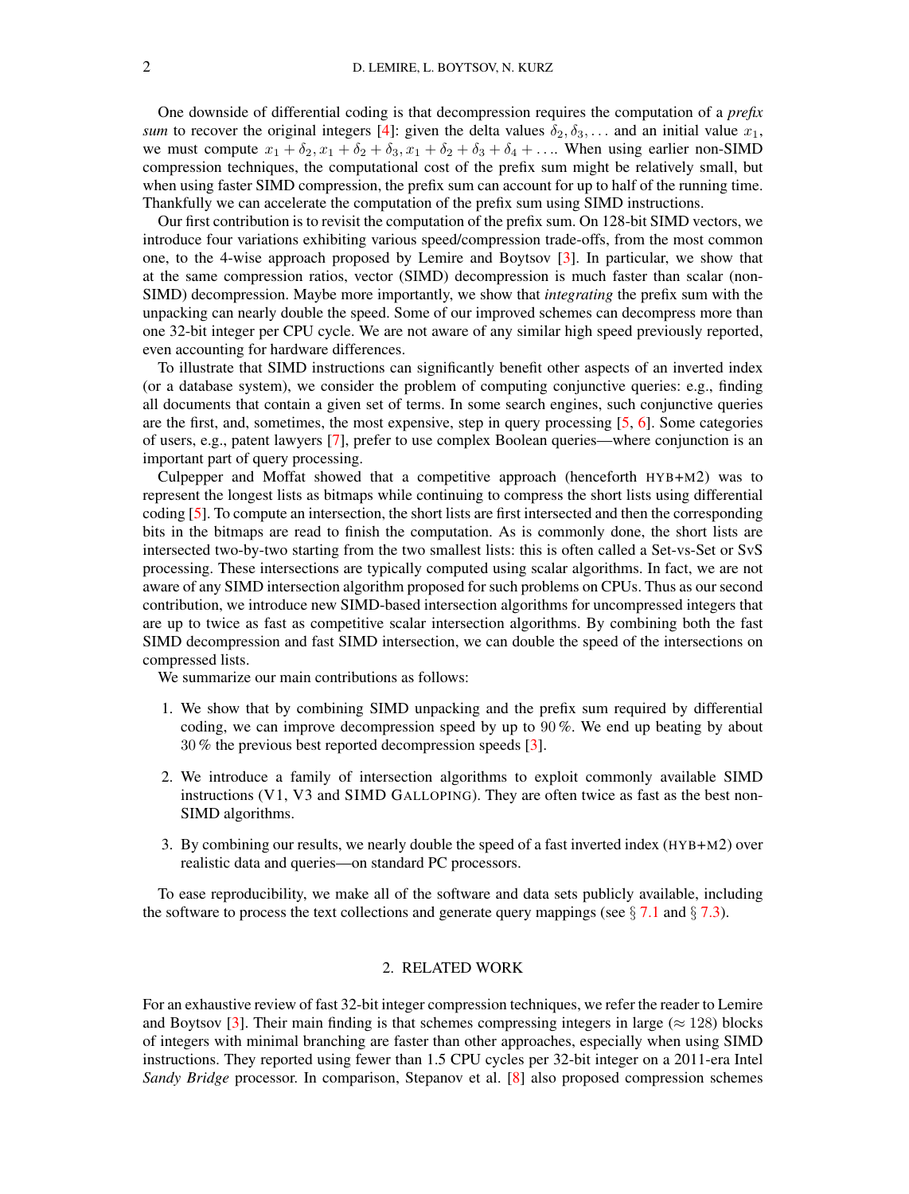One downside of differential coding is that decompression requires the computation of a *prefix sum* to recover the original integers [4]: given the delta values $\delta_2, \delta_3, \ldots$ and an initial value $x_1$, we must compute $x_1 + \delta_2, x_1 + \delta_2 + \delta_3, x_1 + \delta_2 + \delta_3 + \delta_4 + \ldots$. When using earlier non-SIMD compression techniques, the computational cost of the prefix sum might be relatively small, but when using faster SIMD compression, the prefix sum can account for up to half of the running time. Thankfully we can accelerate the computation of the prefix sum using SIMD instructions.

Our first contribution is to revisit the computation of the prefix sum. On 128-bit SIMD vectors, we introduce four variations exhibiting various speed/compression trade-offs, from the most common one, to the 4-wise approach proposed by Lemire and Boytsov [3]. In particular, we show that at the same compression ratios, vector (SIMD) decompression is much faster than scalar (non-SIMD) decompression. Maybe more importantly, we show that *integrating* the prefix sum with the unpacking can nearly double the speed. Some of our improved schemes can decompress more than one 32-bit integer per CPU cycle. We are not aware of any similar high speed previously reported, even accounting for hardware differences.

To illustrate that SIMD instructions can significantly benefit other aspects of an inverted index (or a database system), we consider the problem of computing conjunctive queries: e.g., finding all documents that contain a given set of terms. In some search engines, such conjunctive queries are the first, and, sometimes, the most expensive, step in query processing [5, 6]. Some categories of users, e.g., patent lawyers [7], prefer to use complex Boolean queries—where conjunction is an important part of query processing.

Culpepper and Moffat showed that a competitive approach (henceforth HYB+M2) was to represent the longest lists as bitmaps while continuing to compress the short lists using differential coding [5]. To compute an intersection, the short lists are first intersected and then the corresponding bits in the bitmaps are read to finish the computation. As is commonly done, the short lists are intersected two-by-two starting from the two smallest lists: this is often called a Set-vs-Set or SvS processing. These intersections are typically computed using scalar algorithms. In fact, we are not aware of any SIMD intersection algorithm proposed for such problems on CPUs. Thus as our second contribution, we introduce new SIMD-based intersection algorithms for uncompressed integers that are up to twice as fast as competitive scalar intersection algorithms. By combining both the fast SIMD decompression and fast SIMD intersection, we can double the speed of the intersections on compressed lists.

We summarize our main contributions as follows:

1. We show that by combining SIMD unpacking and the prefix sum required by differential coding, we can improve decompression speed by up to 90 %. We end up beating by about 30 % the previous best reported decompression speeds [3].
2. We introduce a family of intersection algorithms to exploit commonly available SIMD instructions (V1, V3 and SIMD GALLOPING). They are often twice as fast as the best non-SIMD algorithms.
3. By combining our results, we nearly double the speed of a fast inverted index (HYB+M2) over realistic data and queries—on standard PC processors.

To ease reproducibility, we make all of the software and data sets publicly available, including the software to process the text collections and generate query mappings (see § 7.1 and § 7.3).

## 2. RELATED WORK

For an exhaustive review of fast 32-bit integer compression techniques, we refer the reader to Lemire and Boytsov [3]. Their main finding is that schemes compressing integers in large ($\approx 128$) blocks of integers with minimal branching are faster than other approaches, especially when using SIMD instructions. They reported using fewer than 1.5 CPU cycles per 32-bit integer on a 2011-era Intel *Sandy Bridge* processor. In comparison, Stepanov et al. [8] also proposed compression schemes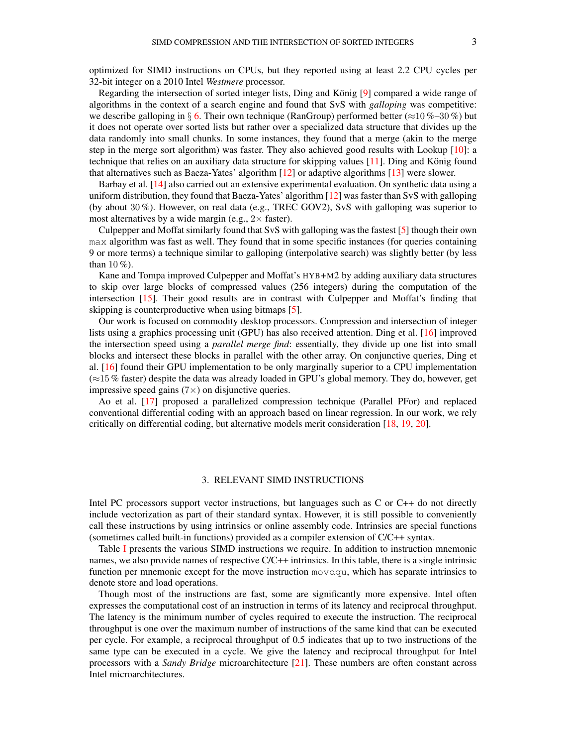optimized for SIMD instructions on CPUs, but they reported using at least 2.2 CPU cycles per 32-bit integer on a 2010 Intel *Westmere* processor.

Regarding the intersection of sorted integer lists, Ding and König [9] compared a wide range of algorithms in the context of a search engine and found that SvS with *galloping* was competitive: we describe galloping in § 6. Their own technique (RanGroup) performed better (≈10 %–30 %) but it does not operate over sorted lists but rather over a specialized data structure that divides up the data randomly into small chunks. In some instances, they found that a merge (akin to the merge step in the merge sort algorithm) was faster. They also achieved good results with Lookup [10]: a technique that relies on an auxiliary data structure for skipping values [11]. Ding and König found that alternatives such as Baeza-Yates' algorithm [12] or adaptive algorithms [13] were slower.

Barbay et al. [14] also carried out an extensive experimental evaluation. On synthetic data using a uniform distribution, they found that Baeza-Yates' algorithm [12] was faster than SvS with galloping (by about 30 %). However, on real data (e.g., TREC GOV2), SvS with galloping was superior to most alternatives by a wide margin (e.g., 2× faster).

Culpepper and Moffat similarly found that SvS with galloping was the fastest [5] though their own `max` algorithm was fast as well. They found that in some specific instances (for queries containing 9 or more terms) a technique similar to galloping (interpolative search) was slightly better (by less than 10 %).

Kane and Tompa improved Culpepper and Moffat's HYB+M2 by adding auxiliary data structures to skip over large blocks of compressed values (256 integers) during the computation of the intersection [15]. Their good results are in contrast with Culpepper and Moffat's finding that skipping is counterproductive when using bitmaps [5].

Our work is focused on commodity desktop processors. Compression and intersection of integer lists using a graphics processing unit (GPU) has also received attention. Ding et al. [16] improved the intersection speed using a *parallel merge find*: essentially, they divide up one list into small blocks and intersect these blocks in parallel with the other array. On conjunctive queries, Ding et al. [16] found their GPU implementation to be only marginally superior to a CPU implementation (≈15 % faster) despite the data was already loaded in GPU's global memory. They do, however, get impressive speed gains (7×) on disjunctive queries.

Ao et al. [17] proposed a parallelized compression technique (Parallel PFor) and replaced conventional differential coding with an approach based on linear regression. In our work, we rely critically on differential coding, but alternative models merit consideration [18, 19, 20].

## 3. RELEVANT SIMD INSTRUCTIONS

Intel PC processors support vector instructions, but languages such as C or C++ do not directly include vectorization as part of their standard syntax. However, it is still possible to conveniently call these instructions by using intrinsics or online assembly code. Intrinsics are special functions (sometimes called built-in functions) provided as a compiler extension of C/C++ syntax.

Table I presents the various SIMD instructions we require. In addition to instruction mnemonic names, we also provide names of respective C/C++ intrinsics. In this table, there is a single intrinsic function per mnemonic except for the move instruction `movdqu`, which has separate intrinsics to denote store and load operations.

Though most of the instructions are fast, some are significantly more expensive. Intel often expresses the computational cost of an instruction in terms of its latency and reciprocal throughput. The latency is the minimum number of cycles required to execute the instruction. The reciprocal throughput is one over the maximum number of instructions of the same kind that can be executed per cycle. For example, a reciprocal throughput of 0.5 indicates that up to two instructions of the same type can be executed in a cycle. We give the latency and reciprocal throughput for Intel processors with a *Sandy Bridge* microarchitecture [21]. These numbers are often constant across Intel microarchitectures.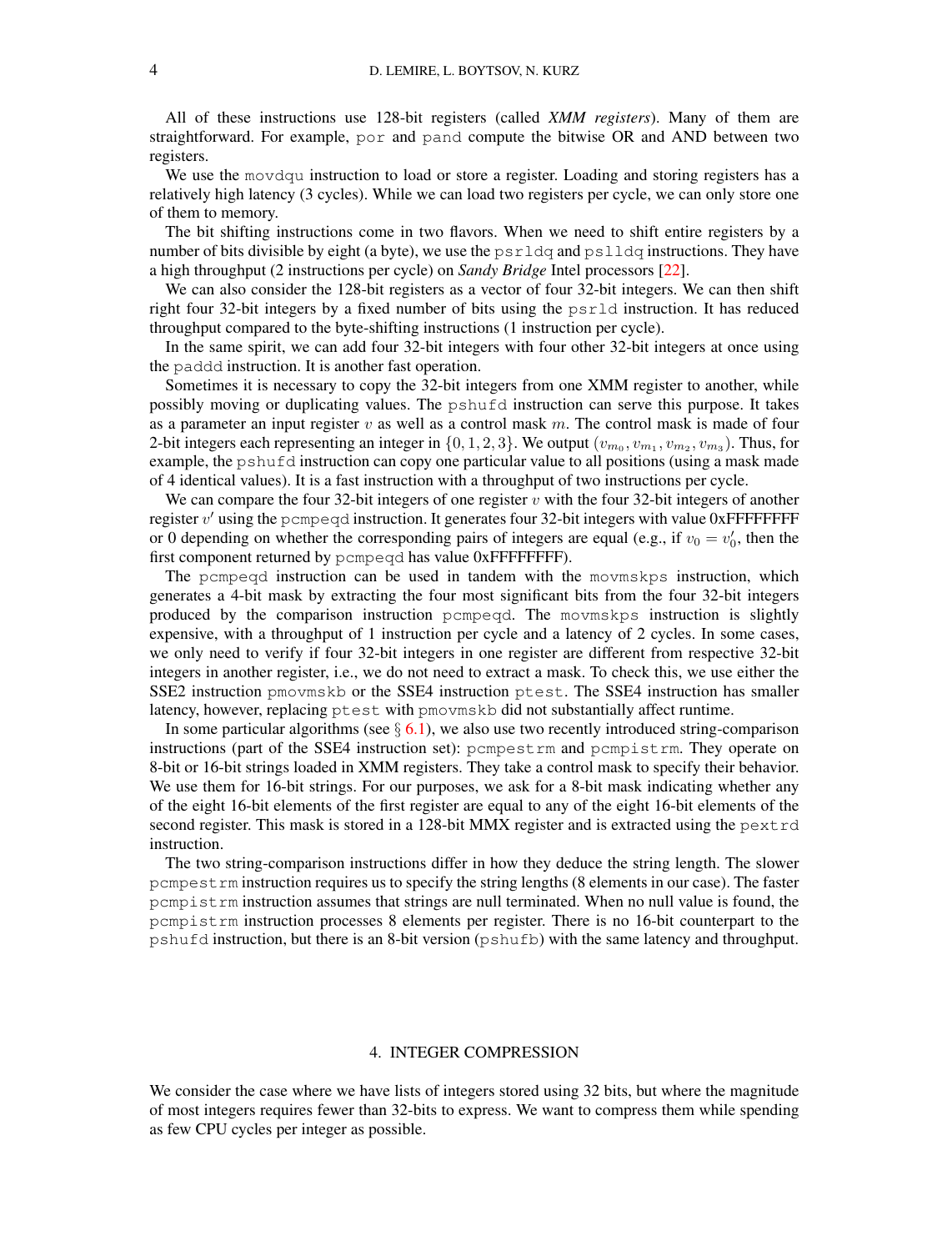All of these instructions use 128-bit registers (called *XMM registers*). Many of them are straightforward. For example, por and pand compute the bitwise OR and AND between two registers.

We use the movdqu instruction to load or store a register. Loading and storing registers has a relatively high latency (3 cycles). While we can load two registers per cycle, we can only store one of them to memory.

The bit shifting instructions come in two flavors. When we need to shift entire registers by a number of bits divisible by eight (a byte), we use the psrldq and pslldq instructions. They have a high throughput (2 instructions per cycle) on *Sandy Bridge* Intel processors [22].

We can also consider the 128-bit registers as a vector of four 32-bit integers. We can then shift right four 32-bit integers by a fixed number of bits using the psrld instruction. It has reduced throughput compared to the byte-shifting instructions (1 instruction per cycle).

In the same spirit, we can add four 32-bit integers with four other 32-bit integers at once using the paddd instruction. It is another fast operation.

Sometimes it is necessary to copy the 32-bit integers from one XMM register to another, while possibly moving or duplicating values. The pshufd instruction can serve this purpose. It takes as a parameter an input register $v$ as well as a control mask $m$. The control mask is made of four 2-bit integers each representing an integer in $\{0, 1, 2, 3\}$. We output $(v_{m_0}, v_{m_1}, v_{m_2}, v_{m_3})$. Thus, for example, the pshufd instruction can copy one particular value to all positions (using a mask made of 4 identical values). It is a fast instruction with a throughput of two instructions per cycle.

We can compare the four 32-bit integers of one register $v$ with the four 32-bit integers of another register $v'$ using the pcmpeqd instruction. It generates four 32-bit integers with value 0xFFFFFFFF or 0 depending on whether the corresponding pairs of integers are equal (e.g., if $v_0 = v'_0$, then the first component returned by pcmpeqd has value 0xFFFFFFFF).

The pcmpeqd instruction can be used in tandem with the movmskps instruction, which generates a 4-bit mask by extracting the four most significant bits from the four 32-bit integers produced by the comparison instruction pcmpeqd. The movmskps instruction is slightly expensive, with a throughput of 1 instruction per cycle and a latency of 2 cycles. In some cases, we only need to verify if four 32-bit integers in one register are different from respective 32-bit integers in another register, i.e., we do not need to extract a mask. To check this, we use either the SSE2 instruction pmovmskb or the SSE4 instruction ptest. The SSE4 instruction has smaller latency, however, replacing ptest with pmovmskb did not substantially affect runtime.

In some particular algorithms (see § 6.1), we also use two recently introduced string-comparison instructions (part of the SSE4 instruction set): pcmpestrm and pcmpistrm. They operate on 8-bit or 16-bit strings loaded in XMM registers. They take a control mask to specify their behavior. We use them for 16-bit strings. For our purposes, we ask for a 8-bit mask indicating whether any of the eight 16-bit elements of the first register are equal to any of the eight 16-bit elements of the second register. This mask is stored in a 128-bit MMX register and is extracted using the pextrd instruction.

The two string-comparison instructions differ in how they deduce the string length. The slower pcmpestrm instruction requires us to specify the string lengths (8 elements in our case). The faster pcmpistrm instruction assumes that strings are null terminated. When no null value is found, the pcmpistrm instruction processes 8 elements per register. There is no 16-bit counterpart to the pshufd instruction, but there is an 8-bit version (pshufb) with the same latency and throughput.

## 4. INTEGER COMPRESSION

We consider the case where we have lists of integers stored using 32 bits, but where the magnitude of most integers requires fewer than 32-bits to express. We want to compress them while spending as few CPU cycles per integer as possible.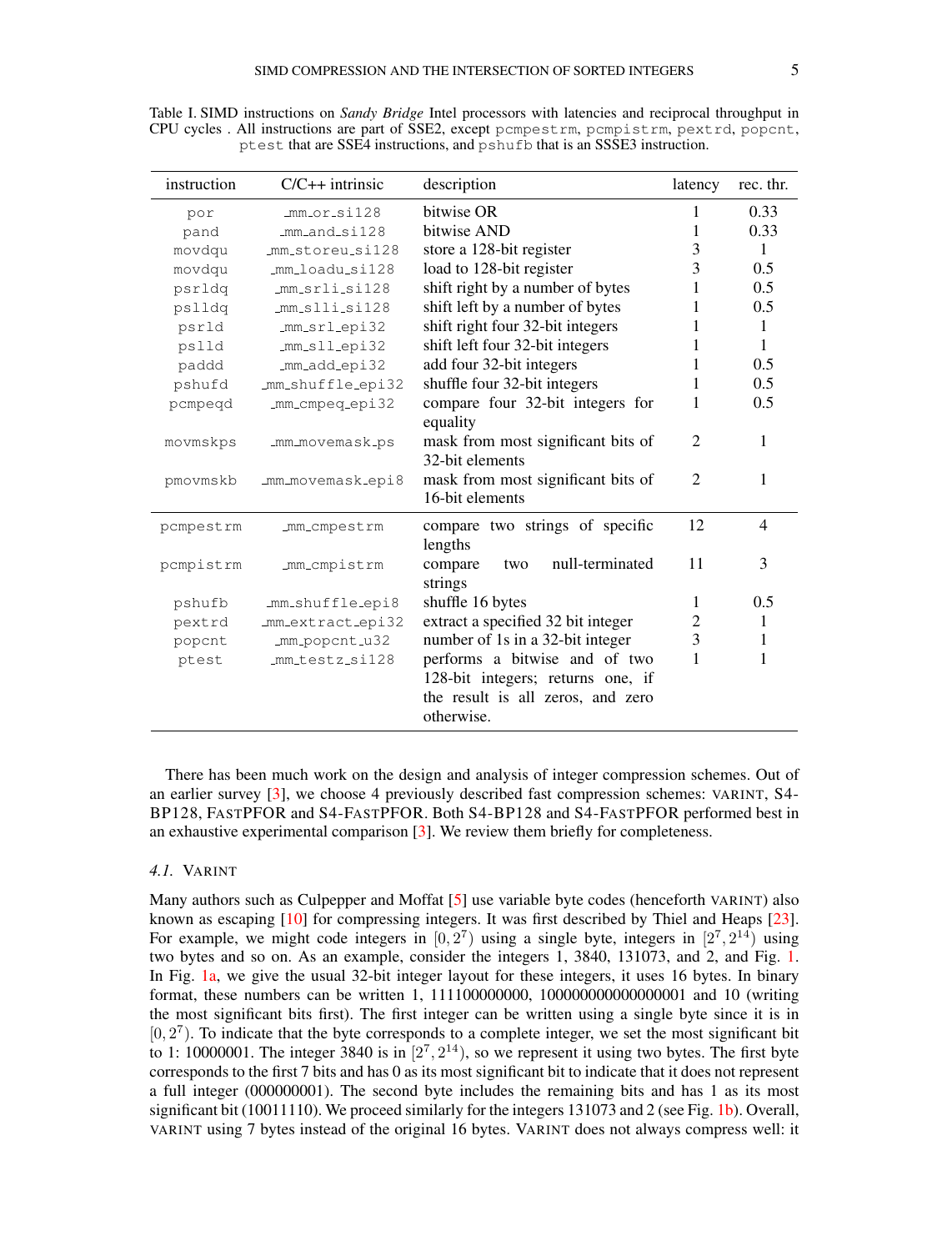Table I. SIMD instructions on *Sandy Bridge* Intel processors with latencies and reciprocal throughput in CPU cycles . All instructions are part of SSE2, except `pcmpestrm`, `pcmpistrm`, `pextrd`, `popcnt`, `ptest` that are SSE4 instructions, and `pshufb` that is an SSSE3 instruction.

| instruction | C/C++ intrinsic | description | latency | rec. thr. |
|---|---|---|---|---|
| `por` | `_mm_or_si128` | bitwise OR | 1 | 0.33 |
| `pand` | `_mm_and_si128` | bitwise AND | 1 | 0.33 |
| `movdqu` | `_mm_storeu_si128` | store a 128-bit register | 3 | 1 |
| `movdqu` | `_mm_loadu_si128` | load to 128-bit register | 3 | 0.5 |
| `psrldq` | `_mm_srli_si128` | shift right by a number of bytes | 1 | 0.5 |
| `pslldq` | `_mm_slli_si128` | shift left by a number of bytes | 1 | 0.5 |
| `psrld` | `_mm_srl_epi32` | shift right four 32-bit integers | 1 | 1 |
| `pslld` | `_mm_sll_epi32` | shift left four 32-bit integers | 1 | 1 |
| `paddd` | `_mm_add_epi32` | add four 32-bit integers | 1 | 0.5 |
| `pshufd` | `_mm_shuffle_epi32` | shuffle four 32-bit integers | 1 | 0.5 |
| `pcmpeqd` | `_mm_cmpeq_epi32` | compare four 32-bit integers for equality | 1 | 0.5 |
| `movmskps` | `_mm_movemask_ps` | mask from most significant bits of 32-bit elements | 2 | 1 |
| `pmovmskb` | `_mm_movemask_epi8` | mask from most significant bits of 16-bit elements | 2 | 1 |
| `pcmpestrm` | `_mm_cmpestrm` | compare two strings of specific lengths | 12 | 4 |
| `pcmpistrm` | `_mm_cmpistrm` | compare two null-terminated strings | 11 | 3 |
| `pshufb` | `_mm_shuffle_epi8` | shuffle 16 bytes | 1 | 0.5 |
| `pextrd` | `_mm_extract_epi32` | extract a specified 32 bit integer | 2 | 1 |
| `popcnt` | `_mm_popcnt_u32` | number of 1s in a 32-bit integer | 3 | 1 |
| `ptest` | `_mm_testz_si128` | performs a bitwise and of two 128-bit integers; returns one, if the result is all zeros, and zero otherwise. | 1 | 1 |

There has been much work on the design and analysis of integer compression schemes. Out of an earlier survey [3], we choose 4 previously described fast compression schemes: VARINT, S4-BP128, FASTPFOR and S4-FASTPFOR. Both S4-BP128 and S4-FASTPFOR performed best in an exhaustive experimental comparison [3]. We review them briefly for completeness.

### 4.1. VARINT

Many authors such as Culpepper and Moffat [5] use variable byte codes (henceforth VARINT) also known as escaping [10] for compressing integers. It was first described by Thiel and Heaps [23]. For example, we might code integers in $[0, 2^7)$ using a single byte, integers in $[2^7, 2^{14})$ using two bytes and so on. As an example, consider the integers 1, 3840, 131073, and 2, and Fig. 1. In Fig. 1a, we give the usual 32-bit integer layout for these integers, it uses 16 bytes. In binary format, these numbers can be written 1, 111100000000, 100000000000000001 and 10 (writing the most significant bits first). The first integer can be written using a single byte since it is in $[0, 2^7)$. To indicate that the byte corresponds to a complete integer, we set the most significant bit to 1: 10000001. The integer 3840 is in $[2^7, 2^{14})$, so we represent it using two bytes. The first byte corresponds to the first 7 bits and has 0 as its most significant bit to indicate that it does not represent a full integer (000000001). The second byte includes the remaining bits and has 1 as its most significant bit (10011110). We proceed similarly for the integers 131073 and 2 (see Fig. 1b). Overall, VARINT using 7 bytes instead of the original 16 bytes. VARINT does not always compress well: it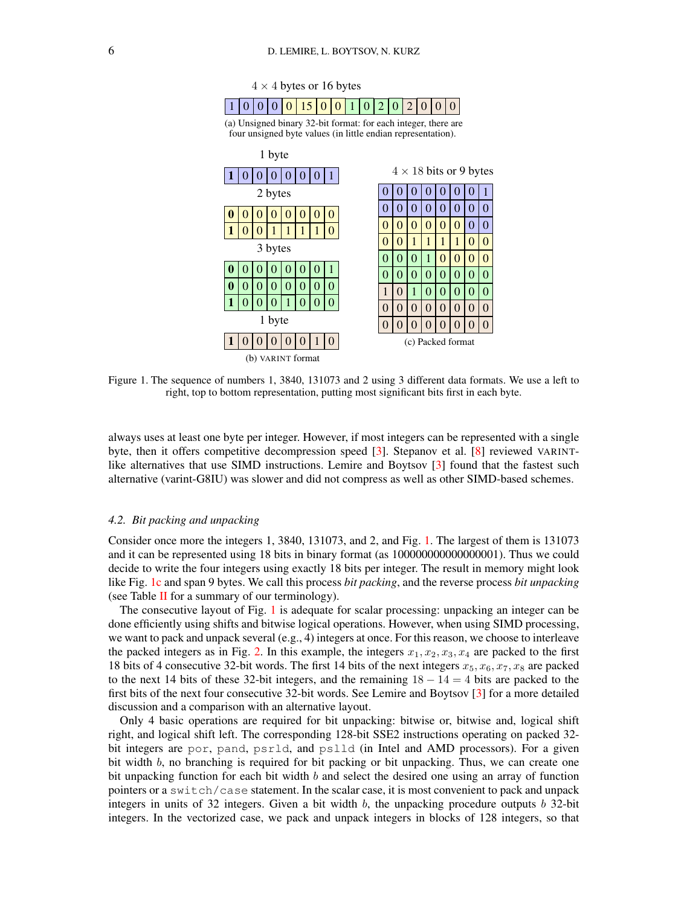$4 \times 4$ bytes or 16 bytes

| 1 | 0 | 0 | 0 | 0 | 15 | 0 | 0 | 1 | 0 | 2 | 0 | 2 | 0 | 0 | 0 |
|---|---|---|---|---|---|---|---|---|---|---|---|---|---|---|---|

(a) Unsigned binary 32-bit format: for each integer, there are four unsigned byte values (in little endian representation).

1 byte

| **1** | 0 | 0 | 0 | 0 | 0 | 0 | 1 |
|---|---|---|---|---|---|---|---|

2 bytes

| **0** | 0 | 0 | 0 | 0 | 0 | 0 | 0 |
|---|---|---|---|---|---|---|---|
| **1** | 0 | 0 | 1 | 1 | 1 | 1 | 0 |

3 bytes

| **0** | 0 | 0 | 0 | 0 | 0 | 0 | 1 |
|---|---|---|---|---|---|---|---|
| **0** | 0 | 0 | 0 | 0 | 0 | 0 | 0 |
| **1** | 0 | 0 | 0 | 1 | 0 | 0 | 0 |

1 byte

| **1** | 0 | 0 | 0 | 0 | 0 | 1 | 0 |
|---|---|---|---|---|---|---|---|

(b) VARINT format

$4 \times 18$ bits or 9 bytes

| 0 | 0 | 0 | 0 | 0 | 0 | 0 | 1 |
|---|---|---|---|---|---|---|---|
| 0 | 0 | 0 | 0 | 0 | 0 | 0 | 0 |
| 0 | 0 | 0 | 0 | 0 | 0 | 0 | 0 |
| 0 | 0 | 1 | 1 | 1 | 1 | 0 | 0 |
| 0 | 0 | 0 | 1 | 0 | 0 | 0 | 0 |
| 0 | 0 | 0 | 0 | 0 | 0 | 0 | 0 |
| 1 | 0 | 1 | 0 | 0 | 0 | 0 | 0 |
| 0 | 0 | 0 | 0 | 0 | 0 | 0 | 0 |
| 0 | 0 | 0 | 0 | 0 | 0 | 0 | 0 |

(c) Packed format

Figure 1. The sequence of numbers 1, 3840, 131073 and 2 using 3 different data formats. We use a left to right, top to bottom representation, putting most significant bits first in each byte.

always uses at least one byte per integer. However, if most integers can be represented with a single byte, then it offers competitive decompression speed [3]. Stepanov et al. [8] reviewed VARINT-like alternatives that use SIMD instructions. Lemire and Boytsov [3] found that the fastest such alternative (varint-G8IU) was slower and did not compress as well as other SIMD-based schemes.

### 4.2. Bit packing and unpacking

Consider once more the integers 1, 3840, 131073, and 2, and Fig. 1. The largest of them is 131073 and it can be represented using 18 bits in binary format (as 100000000000000001). Thus we could decide to write the four integers using exactly 18 bits per integer. The result in memory might look like Fig. 1c and span 9 bytes. We call this process *bit packing*, and the reverse process *bit unpacking* (see Table II for a summary of our terminology).

The consecutive layout of Fig. 1 is adequate for scalar processing: unpacking an integer can be done efficiently using shifts and bitwise logical operations. However, when using SIMD processing, we want to pack and unpack several (e.g., 4) integers at once. For this reason, we choose to interleave the packed integers as in Fig. 2. In this example, the integers $x_1, x_2, x_3, x_4$ are packed to the first 18 bits of 4 consecutive 32-bit words. The first 14 bits of the next integers $x_5, x_6, x_7, x_8$ are packed to the next 14 bits of these 32-bit integers, and the remaining $18 - 14 = 4$ bits are packed to the first bits of the next four consecutive 32-bit words. See Lemire and Boytsov [3] for a more detailed discussion and a comparison with an alternative layout.

Only 4 basic operations are required for bit unpacking: bitwise or, bitwise and, logical shift right, and logical shift left. The corresponding 128-bit SSE2 instructions operating on packed 32-bit integers are `por`, `pand`, `psrld`, and `pslld` (in Intel and AMD processors). For a given bit width $b$, no branching is required for bit packing or bit unpacking. Thus, we can create one bit unpacking function for each bit width $b$ and select the desired one using an array of function pointers or a `switch/case` statement. In the scalar case, it is most convenient to pack and unpack integers in units of 32 integers. Given a bit width $b$, the unpacking procedure outputs $b$ 32-bit integers. In the vectorized case, we pack and unpack integers in blocks of 128 integers, so that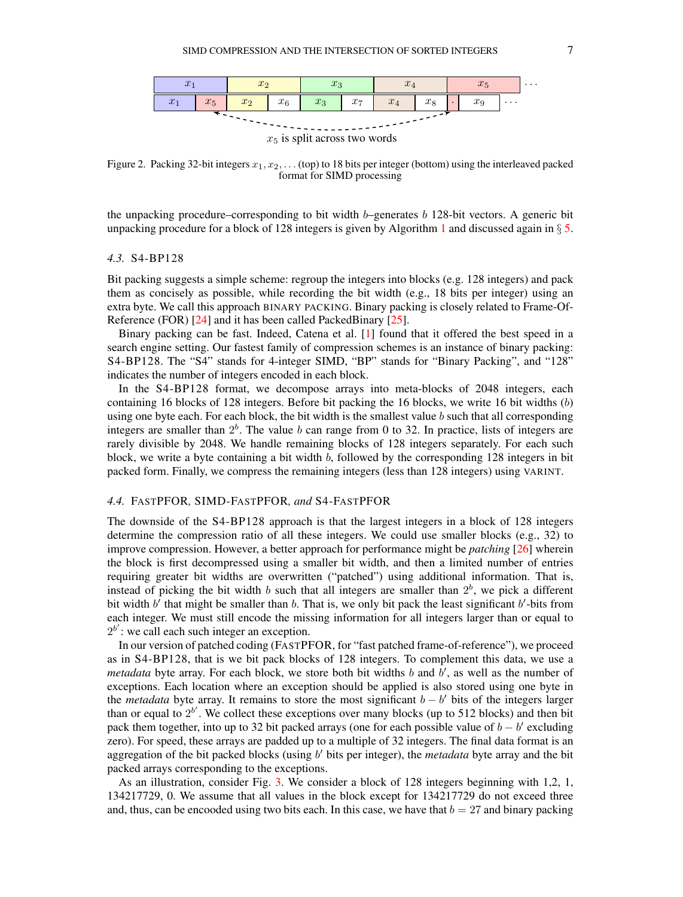Figure 2. Packing 32-bit integers $x_1, x_2, \ldots$ (top) to 18 bits per integer (bottom) using the interleaved packed format for SIMD processing

the unpacking procedure–corresponding to bit width $b$–generates $b$ 128-bit vectors. A generic bit unpacking procedure for a block of 128 integers is given by Algorithm 1 and discussed again in § 5.

### 4.3. S4-BP128

Bit packing suggests a simple scheme: regroup the integers into blocks (e.g. 128 integers) and pack them as concisely as possible, while recording the bit width (e.g., 18 bits per integer) using an extra byte. We call this approach BINARY PACKING. Binary packing is closely related to Frame-Of-Reference (FOR) [24] and it has been called PackedBinary [25].

Binary packing can be fast. Indeed, Catena et al. [1] found that it offered the best speed in a search engine setting. Our fastest family of compression schemes is an instance of binary packing: S4-BP128. The "S4" stands for 4-integer SIMD, "BP" stands for "Binary Packing", and "128" indicates the number of integers encoded in each block.

In the S4-BP128 format, we decompose arrays into meta-blocks of 2048 integers, each containing 16 blocks of 128 integers. Before bit packing the 16 blocks, we write 16 bit widths ($b$) using one byte each. For each block, the bit width is the smallest value $b$ such that all corresponding integers are smaller than $2^b$. The value $b$ can range from 0 to 32. In practice, lists of integers are rarely divisible by 2048. We handle remaining blocks of 128 integers separately. For each such block, we write a byte containing a bit width $b$, followed by the corresponding 128 integers in bit packed form. Finally, we compress the remaining integers (less than 128 integers) using VARINT.

### 4.4. FASTPFOR, SIMD-FASTPFOR, and S4-FASTPFOR

The downside of the S4-BP128 approach is that the largest integers in a block of 128 integers determine the compression ratio of all these integers. We could use smaller blocks (e.g., 32) to improve compression. However, a better approach for performance might be *patching* [26] wherein the block is first decompressed using a smaller bit width, and then a limited number of entries requiring greater bit widths are overwritten ("patched") using additional information. That is, instead of picking the bit width $b$ such that all integers are smaller than $2^b$, we pick a different bit width $b'$ that might be smaller than $b$. That is, we only bit pack the least significant $b'$-bits from each integer. We must still encode the missing information for all integers larger than or equal to $2^{b'}$: we call each such integer an exception.

In our version of patched coding (FASTPFOR, for "fast patched frame-of-reference"), we proceed as in S4-BP128, that is we bit pack blocks of 128 integers. To complement this data, we use a *metadata* byte array. For each block, we store both bit widths $b$ and $b'$, as well as the number of exceptions. Each location where an exception should be applied is also stored using one byte in the *metadata* byte array. It remains to store the most significant $b - b'$ bits of the integers larger than or equal to $2^{b'}$. We collect these exceptions over many blocks (up to 512 blocks) and then bit pack them together, into up to 32 bit packed arrays (one for each possible value of $b - b'$ excluding zero). For speed, these arrays are padded up to a multiple of 32 integers. The final data format is an aggregation of the bit packed blocks (using $b'$ bits per integer), the *metadata* byte array and the bit packed arrays corresponding to the exceptions.

As an illustration, consider Fig. 3. We consider a block of 128 integers beginning with 1,2, 1, 134217729, 0. We assume that all values in the block except for 134217729 do not exceed three and, thus, can be encooded using two bits each. In this case, we have that $b = 27$ and binary packing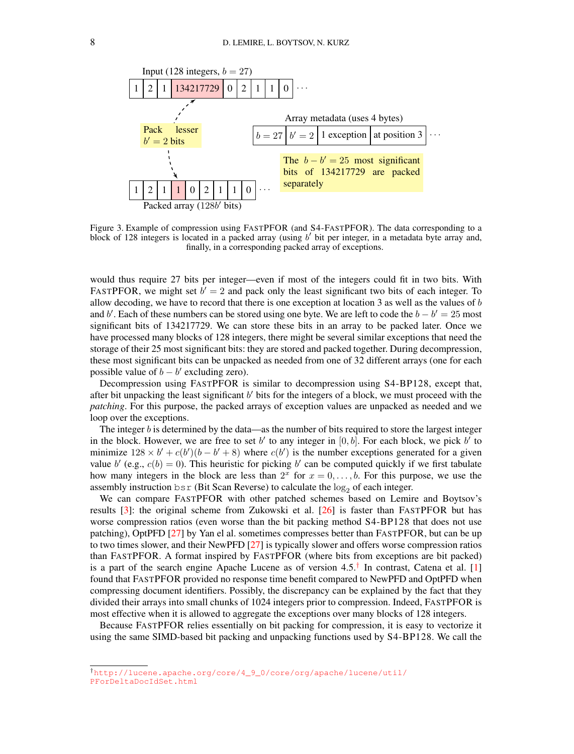Input (128 integers, $b = 27$)

| 1 | 2 | 1 | 134217729 | 0 | 2 | 1 | 1 | 0 | ··· |
|---|---|---|---|---|---|---|---|---|---|

Pack lesser $b' = 2$ bits

Array metadata (uses 4 bytes)

| $b = 27$ | $b' = 2$ | 1 exception | at position 3 | ··· |
|---|---|---|---|---|

The $b - b' = 25$ most significant bits of 134217729 are packed separately

| 1 | 2 | 1 | 1 | 0 | 2 | 1 | 1 | 0 | ··· |
|---|---|---|---|---|---|---|---|---|---|

Packed array ($128b'$ bits)

Figure 3. Example of compression using FASTPFOR (and S4-FASTPFOR). The data corresponding to a block of 128 integers is located in a packed array (using $b'$ bit per integer, in a metadata byte array and, finally, in a corresponding packed array of exceptions.

would thus require 27 bits per integer—even if most of the integers could fit in two bits. With FASTPFOR, we might set $b' = 2$ and pack only the least significant two bits of each integer. To allow decoding, we have to record that there is one exception at location 3 as well as the values of $b$ and $b'$. Each of these numbers can be stored using one byte. We are left to code the $b - b' = 25$ most significant bits of 134217729. We can store these bits in an array to be packed later. Once we have processed many blocks of 128 integers, there might be several similar exceptions that need the storage of their 25 most significant bits: they are stored and packed together. During decompression, these most significant bits can be unpacked as needed from one of 32 different arrays (one for each possible value of $b - b'$ excluding zero).

Decompression using FASTPFOR is similar to decompression using S4-BP128, except that, after bit unpacking the least significant $b'$ bits for the integers of a block, we must proceed with the *patching*. For this purpose, the packed arrays of exception values are unpacked as needed and we loop over the exceptions.

The integer $b$ is determined by the data—as the number of bits required to store the largest integer in the block. However, we are free to set $b'$ to any integer in $[0, b]$. For each block, we pick $b'$ to minimize $128 \times b' + c(b')(b - b' + 8)$ where $c(b')$ is the number exceptions generated for a given value $b'$ (e.g., $c(b) = 0$). This heuristic for picking $b'$ can be computed quickly if we first tabulate how many integers in the block are less than $2^x$ for $x = 0, \ldots, b$. For this purpose, we use the assembly instruction `bsr` (Bit Scan Reverse) to calculate the $\log_2$ of each integer.

We can compare FASTPFOR with other patched schemes based on Lemire and Boytsov's results [3]: the original scheme from Zukowski et al. [26] is faster than FASTPFOR but has worse compression ratios (even worse than the bit packing method S4-BP128 that does not use patching), OptPFD [27] by Yan el al. sometimes compresses better than FASTPFOR, but can be up to two times slower, and their NewPFD [27] is typically slower and offers worse compression ratios than FASTPFOR. A format inspired by FASTPFOR (where bits from exceptions are bit packed) is a part of the search engine Apache Lucene as of version 4.5.[†] In contrast, Catena et al. [1] found that FASTPFOR provided no response time benefit compared to NewPFD and OptPFD when compressing document identifiers. Possibly, the discrepancy can be explained by the fact that they divided their arrays into small chunks of 1024 integers prior to compression. Indeed, FASTPFOR is most effective when it is allowed to aggregate the exceptions over many blocks of 128 integers.

Because FASTPFOR relies essentially on bit packing for compression, it is easy to vectorize it using the same SIMD-based bit packing and unpacking functions used by S4-BP128. We call the

[†] http://lucene.apache.org/core/4_9_0/core/org/apache/lucene/util/PForDeltaDocIdSet.html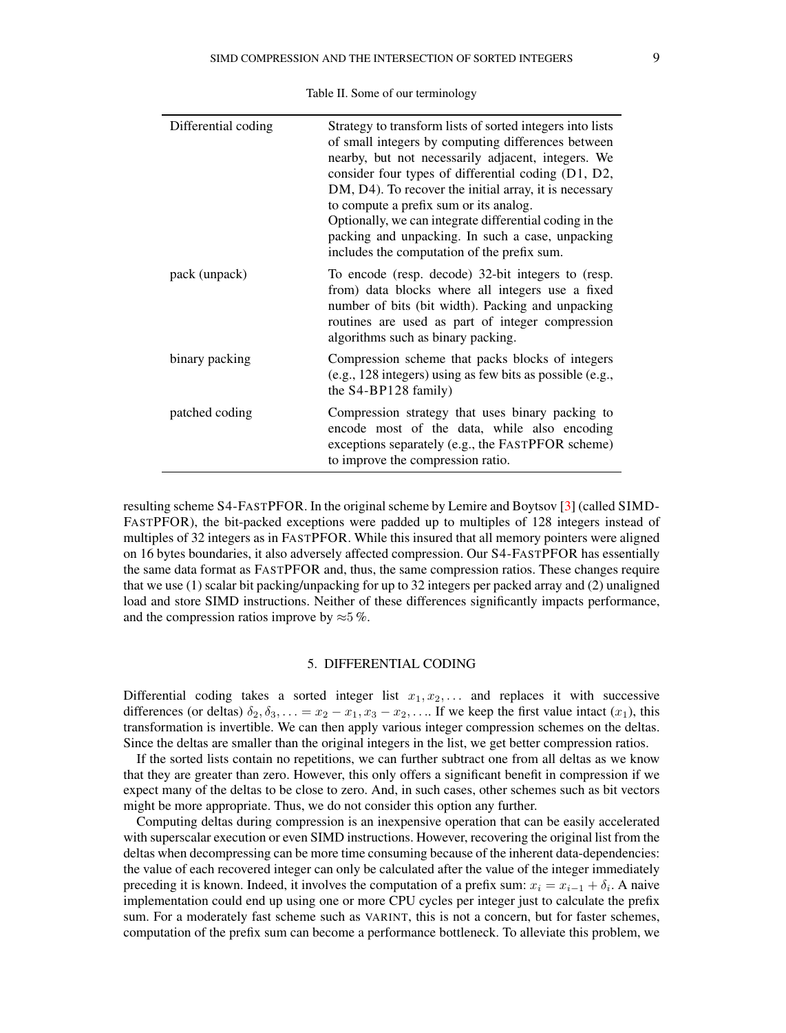Table II. Some of our terminology

| | |
|---|---|
| Differential coding | Strategy to transform lists of sorted integers into lists of small integers by computing differences between nearby, but not necessarily adjacent, integers. We consider four types of differential coding (D1, D2, DM, D4). To recover the initial array, it is necessary to compute a prefix sum or its analog. Optionally, we can integrate differential coding in the packing and unpacking. In such a case, unpacking includes the computation of the prefix sum. |
| pack (unpack) | To encode (resp. decode) 32-bit integers to (resp. from) data blocks where all integers use a fixed number of bits (bit width). Packing and unpacking routines are used as part of integer compression algorithms such as binary packing. |
| binary packing | Compression scheme that packs blocks of integers (e.g., 128 integers) using as few bits as possible (e.g., the S4-BP128 family) |
| patched coding | Compression strategy that uses binary packing to encode most of the data, while also encoding exceptions separately (e.g., the FASTPFOR scheme) to improve the compression ratio. |

resulting scheme S4-FASTPFOR. In the original scheme by Lemire and Boytsov [3] (called SIMD-FASTPFOR), the bit-packed exceptions were padded up to multiples of 128 integers instead of multiples of 32 integers as in FASTPFOR. While this insured that all memory pointers were aligned on 16 bytes boundaries, it also adversely affected compression. Our S4-FASTPFOR has essentially the same data format as FASTPFOR and, thus, the same compression ratios. These changes require that we use (1) scalar bit packing/unpacking for up to 32 integers per packed array and (2) unaligned load and store SIMD instructions. Neither of these differences significantly impacts performance, and the compression ratios improve by ≈5 %.

## 5. DIFFERENTIAL CODING

Differential coding takes a sorted integer list $x_1, x_2, \ldots$ and replaces it with successive differences (or deltas) $\delta_2, \delta_3, \ldots = x_2 - x_1, x_3 - x_2, \ldots$. If we keep the first value intact ($x_1$), this transformation is invertible. We can then apply various integer compression schemes on the deltas. Since the deltas are smaller than the original integers in the list, we get better compression ratios.

If the sorted lists contain no repetitions, we can further subtract one from all deltas as we know that they are greater than zero. However, this only offers a significant benefit in compression if we expect many of the deltas to be close to zero. And, in such cases, other schemes such as bit vectors might be more appropriate. Thus, we do not consider this option any further.

Computing deltas during compression is an inexpensive operation that can be easily accelerated with superscalar execution or even SIMD instructions. However, recovering the original list from the deltas when decompressing can be more time consuming because of the inherent data-dependencies: the value of each recovered integer can only be calculated after the value of the integer immediately preceding it is known. Indeed, it involves the computation of a prefix sum: $x_i = x_{i-1} + \delta_i$. A naive implementation could end up using one or more CPU cycles per integer just to calculate the prefix sum. For a moderately fast scheme such as VARINT, this is not a concern, but for faster schemes, computation of the prefix sum can become a performance bottleneck. To alleviate this problem, we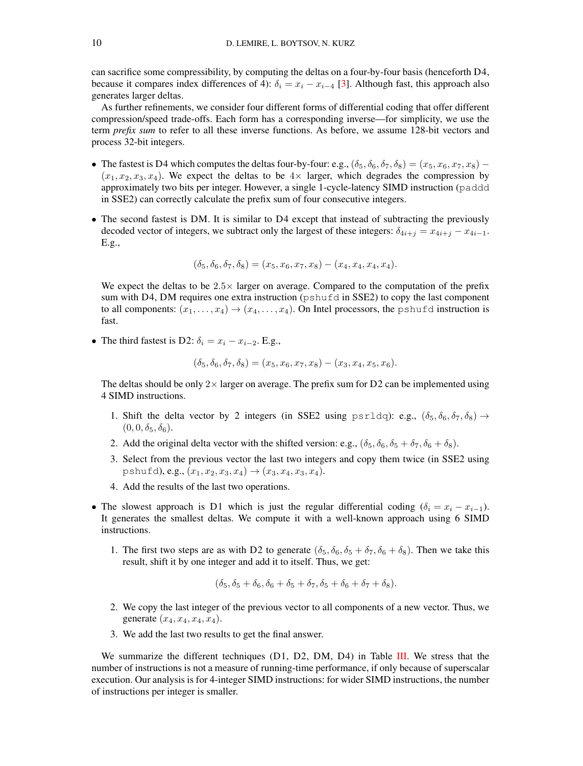can sacrifice some compressibility, by computing the deltas on a four-by-four basis (henceforth D4, because it compares index differences of 4): $\delta_i = x_i - x_{i-4}$ [3]. Although fast, this approach also generates larger deltas.

As further refinements, we consider four different forms of differential coding that offer different compression/speed trade-offs. Each form has a corresponding inverse—for simplicity, we use the term *prefix sum* to refer to all these inverse functions. As before, we assume 128-bit vectors and process 32-bit integers.

- The fastest is D4 which computes the deltas four-by-four: e.g., $(\delta_5, \delta_6, \delta_7, \delta_8) = (x_5, x_6, x_7, x_8) - (x_1, x_2, x_3, x_4)$. We expect the deltas to be $4\times$ larger, which degrades the compression by approximately two bits per integer. However, a single 1-cycle-latency SIMD instruction (`paddd` in SSE2) can correctly calculate the prefix sum of four consecutive integers.
- The second fastest is DM. It is similar to D4 except that instead of subtracting the previously decoded vector of integers, we subtract only the largest of these integers: $\delta_{4i+j} = x_{4i+j} - x_{4i-1}$. E.g.,

  $$(\delta_5, \delta_6, \delta_7, \delta_8) = (x_5, x_6, x_7, x_8) - (x_4, x_4, x_4, x_4).$$

  We expect the deltas to be $2.5\times$ larger on average. Compared to the computation of the prefix sum with D4, DM requires one extra instruction (`pshufd` in SSE2) to copy the last component to all components: $(x_1, \ldots, x_4) \to (x_4, \ldots, x_4)$. On Intel processors, the `pshufd` instruction is fast.
- The third fastest is D2: $\delta_i = x_i - x_{i-2}$. E.g.,

  $$(\delta_5, \delta_6, \delta_7, \delta_8) = (x_5, x_6, x_7, x_8) - (x_3, x_4, x_5, x_6).$$

  The deltas should be only $2\times$ larger on average. The prefix sum for D2 can be implemented using 4 SIMD instructions.

  1. Shift the delta vector by 2 integers (in SSE2 using `psrldq`): e.g., $(\delta_5, \delta_6, \delta_7, \delta_8) \to (0, 0, \delta_5, \delta_6)$.
  2. Add the original delta vector with the shifted version: e.g., $(\delta_5, \delta_6, \delta_5 + \delta_7, \delta_6 + \delta_8)$.
  3. Select from the previous vector the last two integers and copy them twice (in SSE2 using `pshufd`), e.g., $(x_1, x_2, x_3, x_4) \to (x_3, x_4, x_3, x_4)$.
  4. Add the results of the last two operations.
- The slowest approach is D1 which is just the regular differential coding ($\delta_i = x_i - x_{i-1}$). It generates the smallest deltas. We compute it with a well-known approach using 6 SIMD instructions.

  1. The first two steps are as with D2 to generate $(\delta_5, \delta_6, \delta_5 + \delta_7, \delta_6 + \delta_8)$. Then we take this result, shift it by one integer and add it to itself. Thus, we get:

     $$(\delta_5, \delta_5 + \delta_6, \delta_6 + \delta_5 + \delta_7, \delta_5 + \delta_6 + \delta_7 + \delta_8).$$

  2. We copy the last integer of the previous vector to all components of a new vector. Thus, we generate $(x_4, x_4, x_4, x_4)$.
  3. We add the last two results to get the final answer.

We summarize the different techniques (D1, D2, DM, D4) in Table III. We stress that the number of instructions is not a measure of running-time performance, if only because of superscalar execution. Our analysis is for 4-integer SIMD instructions: for wider SIMD instructions, the number of instructions per integer is smaller.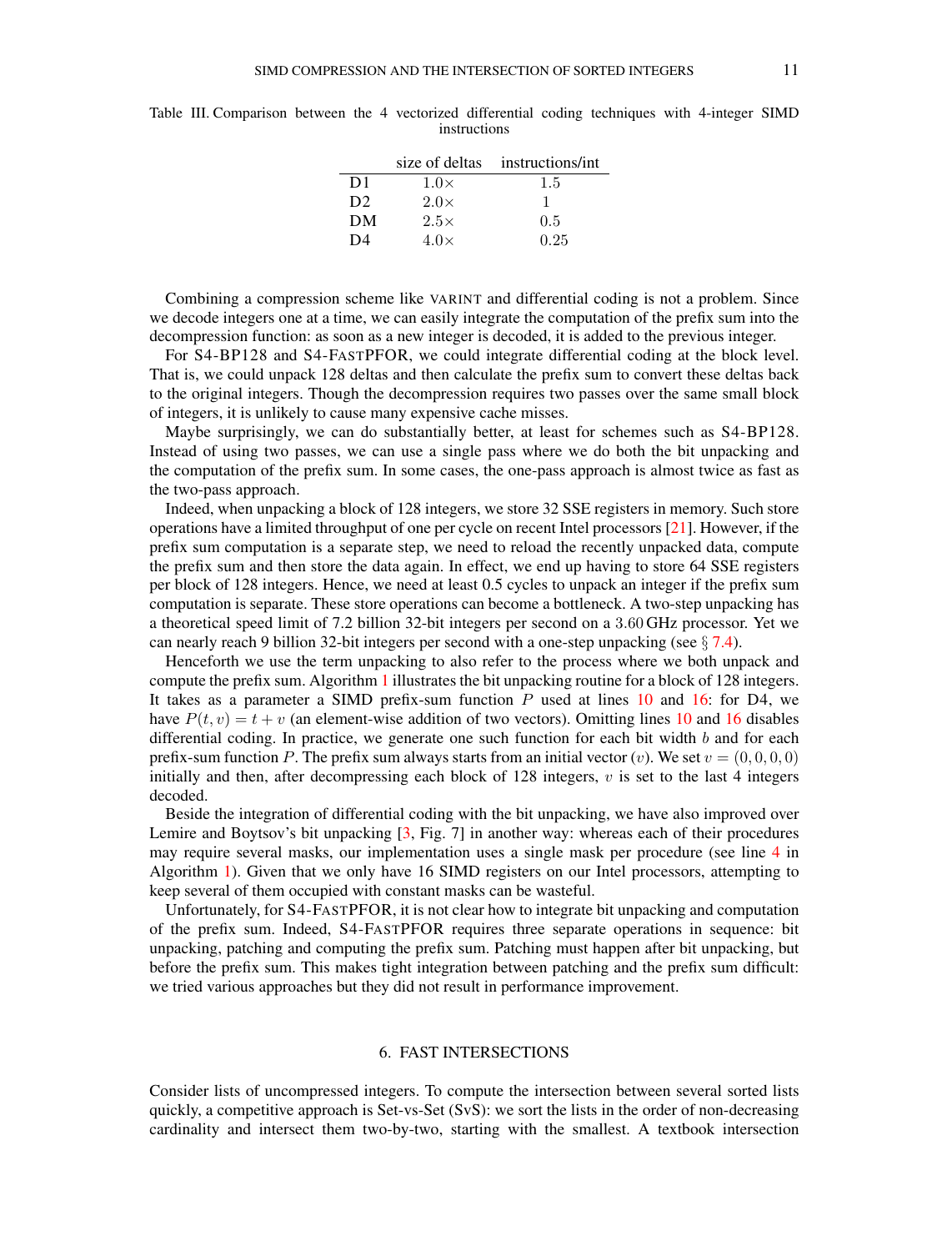Table III. Comparison between the 4 vectorized differential coding techniques with 4-integer SIMD instructions

| | size of deltas | instructions/int |
|---|---|---|
| D1 | $1.0\times$ | $1.5$ |
| D2 | $2.0\times$ | $1$ |
| DM | $2.5\times$ | $0.5$ |
| D4 | $4.0\times$ | $0.25$ |

Combining a compression scheme like VARINT and differential coding is not a problem. Since we decode integers one at a time, we can easily integrate the computation of the prefix sum into the decompression function: as soon as a new integer is decoded, it is added to the previous integer.

For S4-BP128 and S4-FASTPFOR, we could integrate differential coding at the block level. That is, we could unpack 128 deltas and then calculate the prefix sum to convert these deltas back to the original integers. Though the decompression requires two passes over the same small block of integers, it is unlikely to cause many expensive cache misses.

Maybe surprisingly, we can do substantially better, at least for schemes such as S4-BP128. Instead of using two passes, we can use a single pass where we do both the bit unpacking and the computation of the prefix sum. In some cases, the one-pass approach is almost twice as fast as the two-pass approach.

Indeed, when unpacking a block of 128 integers, we store 32 SSE registers in memory. Such store operations have a limited throughput of one per cycle on recent Intel processors [21]. However, if the prefix sum computation is a separate step, we need to reload the recently unpacked data, compute the prefix sum and then store the data again. In effect, we end up having to store 64 SSE registers per block of 128 integers. Hence, we need at least 0.5 cycles to unpack an integer if the prefix sum computation is separate. These store operations can become a bottleneck. A two-step unpacking has a theoretical speed limit of 7.2 billion 32-bit integers per second on a $3.60\,\text{GHz}$ processor. Yet we can nearly reach 9 billion 32-bit integers per second with a one-step unpacking (see § 7.4).

Henceforth we use the term unpacking to also refer to the process where we both unpack and compute the prefix sum. Algorithm 1 illustrates the bit unpacking routine for a block of 128 integers. It takes as a parameter a SIMD prefix-sum function $P$ used at lines 10 and 16: for D4, we have $P(t, v) = t + v$ (an element-wise addition of two vectors). Omitting lines 10 and 16 disables differential coding. In practice, we generate one such function for each bit width $b$ and for each prefix-sum function $P$. The prefix sum always starts from an initial vector ($v$). We set $v = (0, 0, 0, 0)$ initially and then, after decompressing each block of 128 integers, $v$ is set to the last 4 integers decoded.

Beside the integration of differential coding with the bit unpacking, we have also improved over Lemire and Boytsov's bit unpacking [3, Fig. 7] in another way: whereas each of their procedures may require several masks, our implementation uses a single mask per procedure (see line 4 in Algorithm 1). Given that we only have 16 SIMD registers on our Intel processors, attempting to keep several of them occupied with constant masks can be wasteful.

Unfortunately, for S4-FASTPFOR, it is not clear how to integrate bit unpacking and computation of the prefix sum. Indeed, S4-FASTPFOR requires three separate operations in sequence: bit unpacking, patching and computing the prefix sum. Patching must happen after bit unpacking, but before the prefix sum. This makes tight integration between patching and the prefix sum difficult: we tried various approaches but they did not result in performance improvement.

## 6. FAST INTERSECTIONS

Consider lists of uncompressed integers. To compute the intersection between several sorted lists quickly, a competitive approach is Set-vs-Set (SvS): we sort the lists in the order of non-decreasing cardinality and intersect them two-by-two, starting with the smallest. A textbook intersection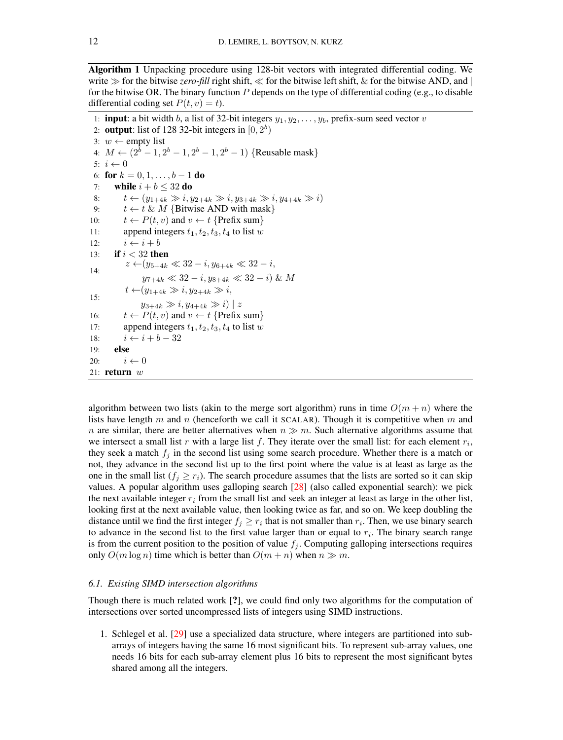**Algorithm 1** Unpacking procedure using 128-bit vectors with integrated differential coding. We write $\gg$ for the bitwise *zero-fill* right shift, $\ll$ for the bitwise left shift, $\&$ for the bitwise AND, and $|$ for the bitwise OR. The binary function $P$ depends on the type of differential coding (e.g., to disable differential coding set $P(t, v) = t$).

```
 1: input: a bit width b, a list of 32-bit integers y_1, y_2, ..., y_b, prefix-sum seed vector v
 2: output: list of 128 32-bit integers in [0, 2^b)
 3: w ← empty list
 4: M ← (2^b − 1, 2^b − 1, 2^b − 1, 2^b − 1) {Reusable mask}
 5: i ← 0
 6: for k = 0, 1, ..., b − 1 do
 7:    while i + b ≤ 32 do
 8:       t ← (y_{1+4k} ≫ i, y_{2+4k} ≫ i, y_{3+4k} ≫ i, y_{4+4k} ≫ i)
 9:       t ← t & M {Bitwise AND with mask}
10:       t ← P(t, v) and v ← t {Prefix sum}
11:       append integers t_1, t_2, t_3, t_4 to list w
12:       i ← i + b
13:    if i < 32 then
14:       z ←(y_{5+4k} ≪ 32 − i, y_{6+4k} ≪ 32 − i,
              y_{7+4k} ≪ 32 − i, y_{8+4k} ≪ 32 − i) & M
15:       t ←(y_{1+4k} ≫ i, y_{2+4k} ≫ i,
              y_{3+4k} ≫ i, y_{4+4k} ≫ i) | z
16:       t ← P(t, v) and v ← t {Prefix sum}
17:       append integers t_1, t_2, t_3, t_4 to list w
18:       i ← i + b − 32
19:    else
20:       i ← 0
21: return w
```

algorithm between two lists (akin to the merge sort algorithm) runs in time $O(m + n)$ where the lists have length $m$ and $n$ (henceforth we call it SCALAR). Though it is competitive when $m$ and $n$ are similar, there are better alternatives when $n \gg m$. Such alternative algorithms assume that we intersect a small list $r$ with a large list $f$. They iterate over the small list: for each element $r_i$, they seek a match $f_j$ in the second list using some search procedure. Whether there is a match or not, they advance in the second list up to the first point where the value is at least as large as the one in the small list ($f_j \geq r_i$). The search procedure assumes that the lists are sorted so it can skip values. A popular algorithm uses galloping search [28] (also called exponential search): we pick the next available integer $r_i$ from the small list and seek an integer at least as large in the other list, looking first at the next available value, then looking twice as far, and so on. We keep doubling the distance until we find the first integer $f_j \geq r_i$ that is not smaller than $r_i$. Then, we use binary search to advance in the second list to the first value larger than or equal to $r_i$. The binary search range is from the current position to the position of value $f_j$. Computing galloping intersections requires only $O(m \log n)$ time which is better than $O(m + n)$ when $n \gg m$.

### 6.1. Existing SIMD intersection algorithms

Though there is much related work [?], we could find only two algorithms for the computation of intersections over sorted uncompressed lists of integers using SIMD instructions.

1. Schlegel et al. [29] use a specialized data structure, where integers are partitioned into sub-arrays of integers having the same 16 most significant bits. To represent sub-array values, one needs 16 bits for each sub-array element plus 16 bits to represent the most significant bytes shared among all the integers.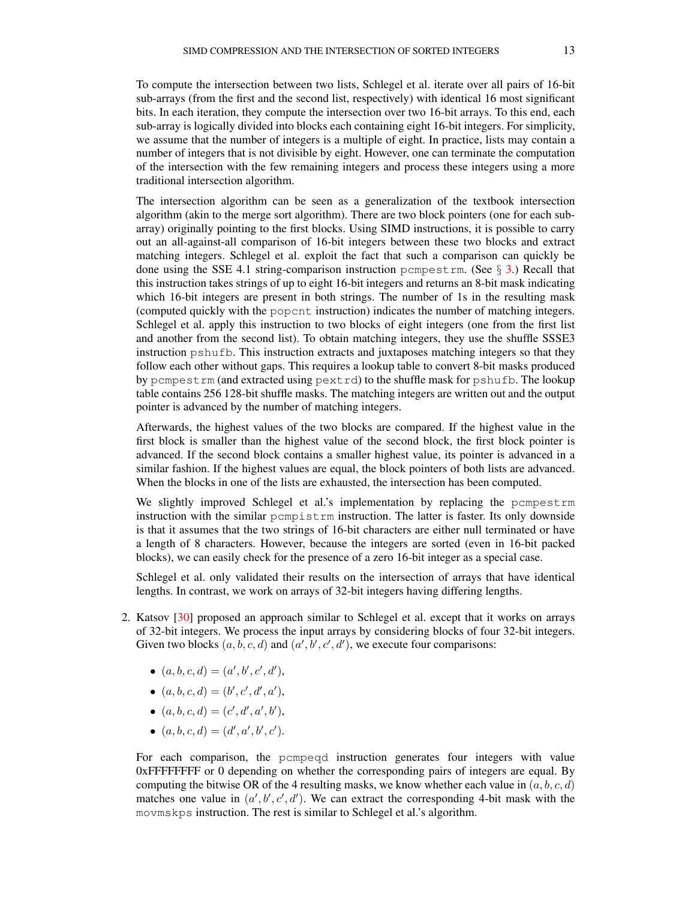To compute the intersection between two lists, Schlegel et al. iterate over all pairs of 16-bit sub-arrays (from the first and the second list, respectively) with identical 16 most significant bits. In each iteration, they compute the intersection over two 16-bit arrays. To this end, each sub-array is logically divided into blocks each containing eight 16-bit integers. For simplicity, we assume that the number of integers is a multiple of eight. In practice, lists may contain a number of integers that is not divisible by eight. However, one can terminate the computation of the intersection with the few remaining integers and process these integers using a more traditional intersection algorithm.

The intersection algorithm can be seen as a generalization of the textbook intersection algorithm (akin to the merge sort algorithm). There are two block pointers (one for each sub-array) originally pointing to the first blocks. Using SIMD instructions, it is possible to carry out an all-against-all comparison of 16-bit integers between these two blocks and extract matching integers. Schlegel et al. exploit the fact that such a comparison can quickly be done using the SSE 4.1 string-comparison instruction `pcmpestrm`. (See § 3.) Recall that this instruction takes strings of up to eight 16-bit integers and returns an 8-bit mask indicating which 16-bit integers are present in both strings. The number of 1s in the resulting mask (computed quickly with the `popcnt` instruction) indicates the number of matching integers. Schlegel et al. apply this instruction to two blocks of eight integers (one from the first list and another from the second list). To obtain matching integers, they use the shuffle SSSE3 instruction `pshufb`. This instruction extracts and juxtaposes matching integers so that they follow each other without gaps. This requires a lookup table to convert 8-bit masks produced by `pcmpestrm` (and extracted using `pextrd`) to the shuffle mask for `pshufb`. The lookup table contains 256 128-bit shuffle masks. The matching integers are written out and the output pointer is advanced by the number of matching integers.

Afterwards, the highest values of the two blocks are compared. If the highest value in the first block is smaller than the highest value of the second block, the first block pointer is advanced. If the second block contains a smaller highest value, its pointer is advanced in a similar fashion. If the highest values are equal, the block pointers of both lists are advanced. When the blocks in one of the lists are exhausted, the intersection has been computed.

We slightly improved Schlegel et al.'s implementation by replacing the `pcmpestrm` instruction with the similar `pcmpistrm` instruction. The latter is faster. Its only downside is that it assumes that the two strings of 16-bit characters are either null terminated or have a length of 8 characters. However, because the integers are sorted (even in 16-bit packed blocks), we can easily check for the presence of a zero 16-bit integer as a special case.

Schlegel et al. only validated their results on the intersection of arrays that have identical lengths. In contrast, we work on arrays of 32-bit integers having differing lengths.

2. Katsov [30] proposed an approach similar to Schlegel et al. except that it works on arrays of 32-bit integers. We process the input arrays by considering blocks of four 32-bit integers. Given two blocks $(a, b, c, d)$ and $(a', b', c', d')$, we execute four comparisons:

   - $(a, b, c, d) = (a', b', c', d')$,
   - $(a, b, c, d) = (b', c', d', a')$,
   - $(a, b, c, d) = (c', d', a', b')$,
   - $(a, b, c, d) = (d', a', b', c')$.

   For each comparison, the `pcmpeqd` instruction generates four integers with value 0xFFFFFFFF or 0 depending on whether the corresponding pairs of integers are equal. By computing the bitwise OR of the 4 resulting masks, we know whether each value in $(a, b, c, d)$ matches one value in $(a', b', c', d')$. We can extract the corresponding 4-bit mask with the `movmskps` instruction. The rest is similar to Schlegel et al.'s algorithm.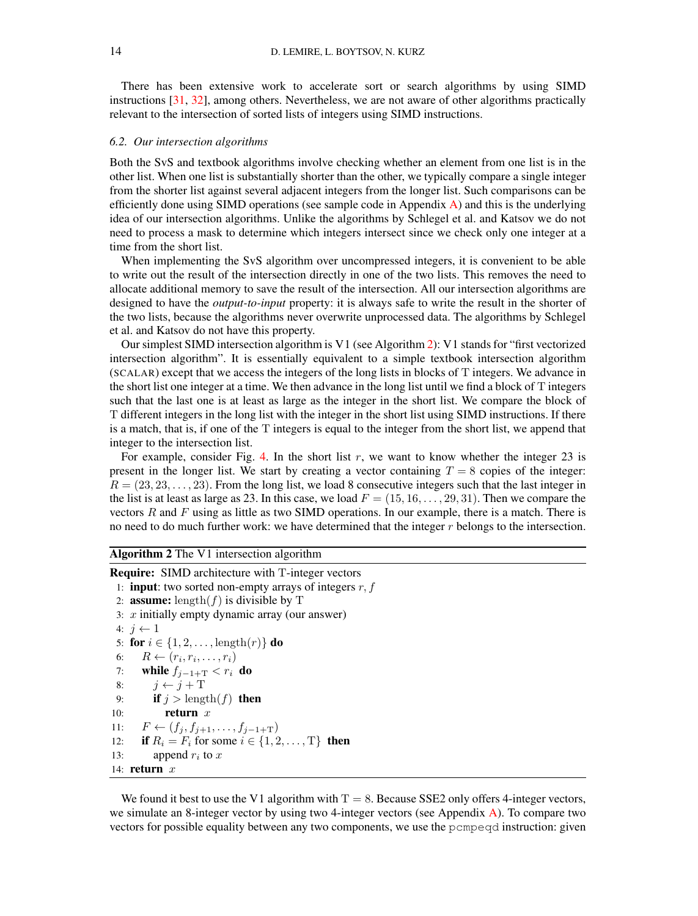There has been extensive work to accelerate sort or search algorithms by using SIMD instructions [31, 32], among others. Nevertheless, we are not aware of other algorithms practically relevant to the intersection of sorted lists of integers using SIMD instructions.

### 6.2. *Our intersection algorithms*

Both the SvS and textbook algorithms involve checking whether an element from one list is in the other list. When one list is substantially shorter than the other, we typically compare a single integer from the shorter list against several adjacent integers from the longer list. Such comparisons can be efficiently done using SIMD operations (see sample code in Appendix A) and this is the underlying idea of our intersection algorithms. Unlike the algorithms by Schlegel et al. and Katsov we do not need to process a mask to determine which integers intersect since we check only one integer at a time from the short list.

When implementing the SvS algorithm over uncompressed integers, it is convenient to be able to write out the result of the intersection directly in one of the two lists. This removes the need to allocate additional memory to save the result of the intersection. All our intersection algorithms are designed to have the *output-to-input* property: it is always safe to write the result in the shorter of the two lists, because the algorithms never overwrite unprocessed data. The algorithms by Schlegel et al. and Katsov do not have this property.

Our simplest SIMD intersection algorithm is V1 (see Algorithm 2): V1 stands for "first vectorized intersection algorithm". It is essentially equivalent to a simple textbook intersection algorithm (SCALAR) except that we access the integers of the long lists in blocks of T integers. We advance in the short list one integer at a time. We then advance in the long list until we find a block of T integers such that the last one is at least as large as the integer in the short list. We compare the block of T different integers in the long list with the integer in the short list using SIMD instructions. If there is a match, that is, if one of the T integers is equal to the integer from the short list, we append that integer to the intersection list.

For example, consider Fig. 4. In the short list $r$, we want to know whether the integer 23 is present in the longer list. We start by creating a vector containing $T = 8$ copies of the integer: $R = (23, 23, \ldots, 23)$. From the long list, we load 8 consecutive integers such that the last integer in the list is at least as large as 23. In this case, we load $F = (15, 16, \ldots, 29, 31)$. Then we compare the vectors $R$ and $F$ using as little as two SIMD operations. In our example, there is a match. There is no need to do much further work: we have determined that the integer $r$ belongs to the intersection.

---

**Algorithm 2** The V1 intersection algorithm

**Require:** SIMD architecture with T-integer vectors

1: **input**: two sorted non-empty arrays of integers $r, f$
2: **assume:** $\text{length}(f)$ is divisible by T
3: $x$ initially empty dynamic array (our answer)
4: $j \leftarrow 1$
5: **for** $i \in \{1, 2, \ldots, \text{length}(r)\}$ **do**
6: $\quad R \leftarrow (r_i, r_i, \ldots, r_i)$
7: $\quad$ **while** $f_{j-1+\text{T}} < r_i$ **do**
8: $\quad\quad j \leftarrow j + \text{T}$
9: $\quad\quad$ **if** $j > \text{length}(f)$ **then**
10: $\quad\quad\quad$ **return** $x$
11: $\quad F \leftarrow (f_j, f_{j+1}, \ldots, f_{j-1+\text{T}})$
12: $\quad$ **if** $R_i = F_i$ for some $i \in \{1, 2, \ldots, \text{T}\}$ **then**
13: $\quad\quad$ append $r_i$ to $x$
14: **return** $x$

---

We found it best to use the V1 algorithm with $\text{T} = 8$. Because SSE2 only offers 4-integer vectors, we simulate an 8-integer vector by using two 4-integer vectors (see Appendix A). To compare two vectors for possible equality between any two components, we use the `pcmpeqd` instruction: given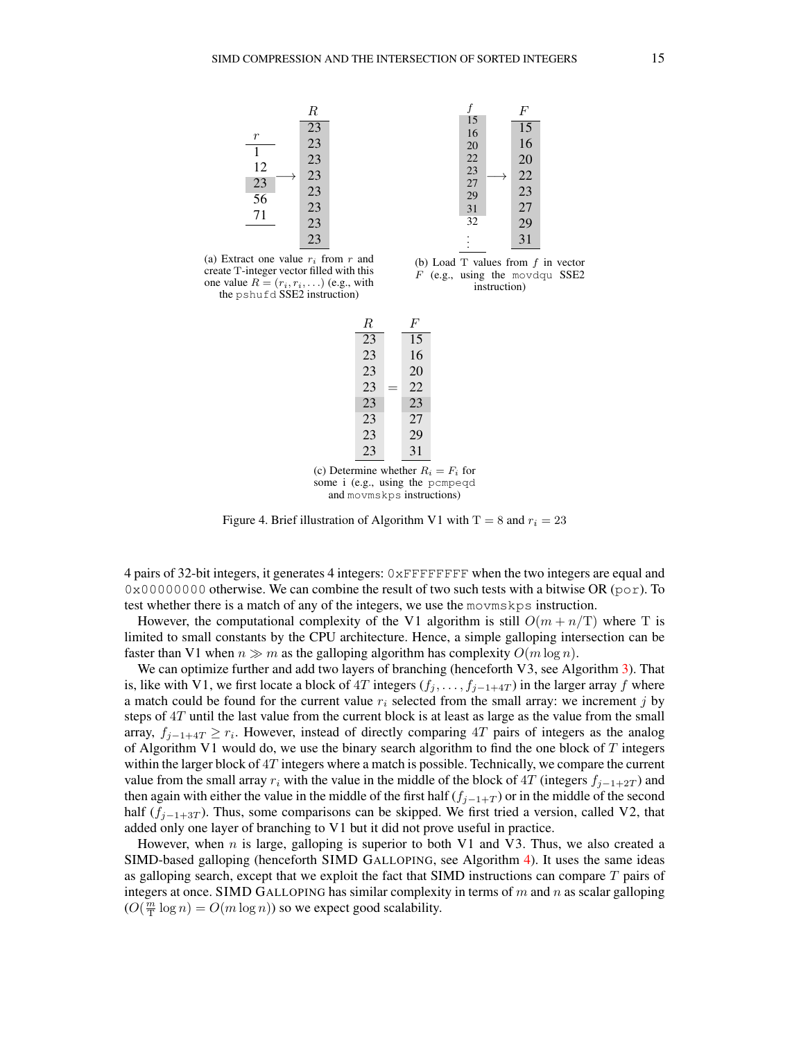(a) Extract one value $r_i$ from $r$ and create T-integer vector filled with this one value $R = (r_i, r_i, \ldots)$ (e.g., with the `pshufd` SSE2 instruction)

(b) Load T values from $f$ in vector $F$ (e.g., using the `movdqu` SSE2 instruction)

(c) Determine whether $R_i = F_i$ for some i (e.g., using the `pcmpeqd` and `movmskps` instructions)

Figure 4. Brief illustration of Algorithm V1 with $\mathrm{T} = 8$ and $r_i = 23$

4 pairs of 32-bit integers, it generates 4 integers: `0xFFFFFFFF` when the two integers are equal and `0x00000000` otherwise. We can combine the result of two such tests with a bitwise OR (`por`). To test whether there is a match of any of the integers, we use the `movmskps` instruction.

However, the computational complexity of the V1 algorithm is still $O(m + n/\mathrm{T})$ where T is limited to small constants by the CPU architecture. Hence, a simple galloping intersection can be faster than V1 when $n \gg m$ as the galloping algorithm has complexity $O(m \log n)$.

We can optimize further and add two layers of branching (henceforth V3, see Algorithm 3). That is, like with V1, we first locate a block of $4T$ integers $(f_j, \ldots, f_{j-1+4T})$ in the larger array $f$ where a match could be found for the current value $r_i$ selected from the small array: we increment $j$ by steps of $4T$ until the last value from the current block is at least as large as the value from the small array, $f_{j-1+4T} \geq r_i$. However, instead of directly comparing $4T$ pairs of integers as the analog of Algorithm V1 would do, we use the binary search algorithm to find the one block of $T$ integers within the larger block of $4T$ integers where a match is possible. Technically, we compare the current value from the small array $r_i$ with the value in the middle of the block of $4T$ (integers $f_{j-1+2T}$) and then again with either the value in the middle of the first half ($f_{j-1+T}$) or in the middle of the second half ($f_{j-1+3T}$). Thus, some comparisons can be skipped. We first tried a version, called V2, that added only one layer of branching to V1 but it did not prove useful in practice.

However, when $n$ is large, galloping is superior to both V1 and V3. Thus, we also created a SIMD-based galloping (henceforth SIMD GALLOPING, see Algorithm 4). It uses the same ideas as galloping search, except that we exploit the fact that SIMD instructions can compare $T$ pairs of integers at once. SIMD GALLOPING has similar complexity in terms of $m$ and $n$ as scalar galloping ($O(\frac{m}{\mathrm{T}} \log n) = O(m \log n)$) so we expect good scalability.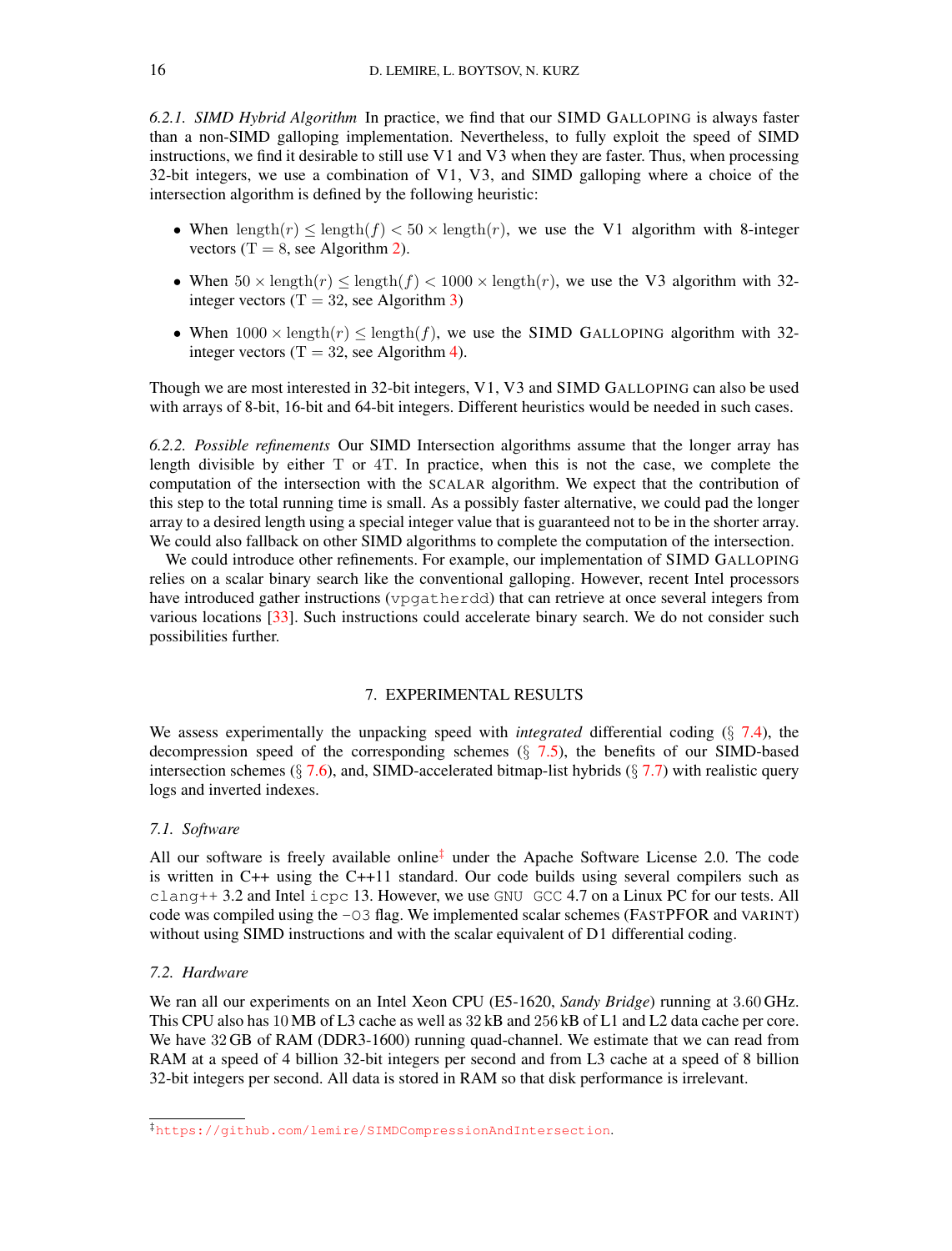#### 6.2.1. *SIMD Hybrid Algorithm*

In practice, we find that our SIMD GALLOPING is always faster than a non-SIMD galloping implementation. Nevertheless, to fully exploit the speed of SIMD instructions, we find it desirable to still use V1 and V3 when they are faster. Thus, when processing 32-bit integers, we use a combination of V1, V3, and SIMD galloping where a choice of the intersection algorithm is defined by the following heuristic:

- When $\text{length}(r) \leq \text{length}(f) < 50 \times \text{length}(r)$, we use the V1 algorithm with 8-integer vectors ($\mathrm{T} = 8$, see Algorithm 2).
- When $50 \times \text{length}(r) \leq \text{length}(f) < 1000 \times \text{length}(r)$, we use the V3 algorithm with 32-integer vectors ($\mathrm{T} = 32$, see Algorithm 3)
- When $1000 \times \text{length}(r) \leq \text{length}(f)$, we use the SIMD GALLOPING algorithm with 32-integer vectors ($\mathrm{T} = 32$, see Algorithm 4).

Though we are most interested in 32-bit integers, V1, V3 and SIMD GALLOPING can also be used with arrays of 8-bit, 16-bit and 64-bit integers. Different heuristics would be needed in such cases.

#### 6.2.2. *Possible refinements*

Our SIMD Intersection algorithms assume that the longer array has length divisible by either $\mathrm{T}$ or $4\mathrm{T}$. In practice, when this is not the case, we complete the computation of the intersection with the SCALAR algorithm. We expect that the contribution of this step to the total running time is small. As a possibly faster alternative, we could pad the longer array to a desired length using a special integer value that is guaranteed not to be in the shorter array. We could also fallback on other SIMD algorithms to complete the computation of the intersection.

We could introduce other refinements. For example, our implementation of SIMD GALLOPING relies on a scalar binary search like the conventional galloping. However, recent Intel processors have introduced gather instructions (`vpgatherdd`) that can retrieve at once several integers from various locations [33]. Such instructions could accelerate binary search. We do not consider such possibilities further.

## 7. EXPERIMENTAL RESULTS

We assess experimentally the unpacking speed with *integrated* differential coding (§ 7.4), the decompression speed of the corresponding schemes (§ 7.5), the benefits of our SIMD-based intersection schemes (§ 7.6), and, SIMD-accelerated bitmap-list hybrids (§ 7.7) with realistic query logs and inverted indexes.

### 7.1. *Software*

All our software is freely available online[‡] under the Apache Software License 2.0. The code is written in C++ using the C++11 standard. Our code builds using several compilers such as `clang++` 3.2 and Intel `icpc` 13. However, we use `GNU GCC` 4.7 on a Linux PC for our tests. All code was compiled using the `-O3` flag. We implemented scalar schemes (FASTPFOR and VARINT) without using SIMD instructions and with the scalar equivalent of D1 differential coding.

### 7.2. *Hardware*

We ran all our experiments on an Intel Xeon CPU (E5-1620, *Sandy Bridge*) running at 3.60 GHz. This CPU also has 10 MB of L3 cache as well as 32 kB and 256 kB of L1 and L2 data cache per core. We have 32 GB of RAM (DDR3-1600) running quad-channel. We estimate that we can read from RAM at a speed of 4 billion 32-bit integers per second and from L3 cache at a speed of 8 billion 32-bit integers per second. All data is stored in RAM so that disk performance is irrelevant.

[‡] https://github.com/lemire/SIMDCompressionAndIntersection.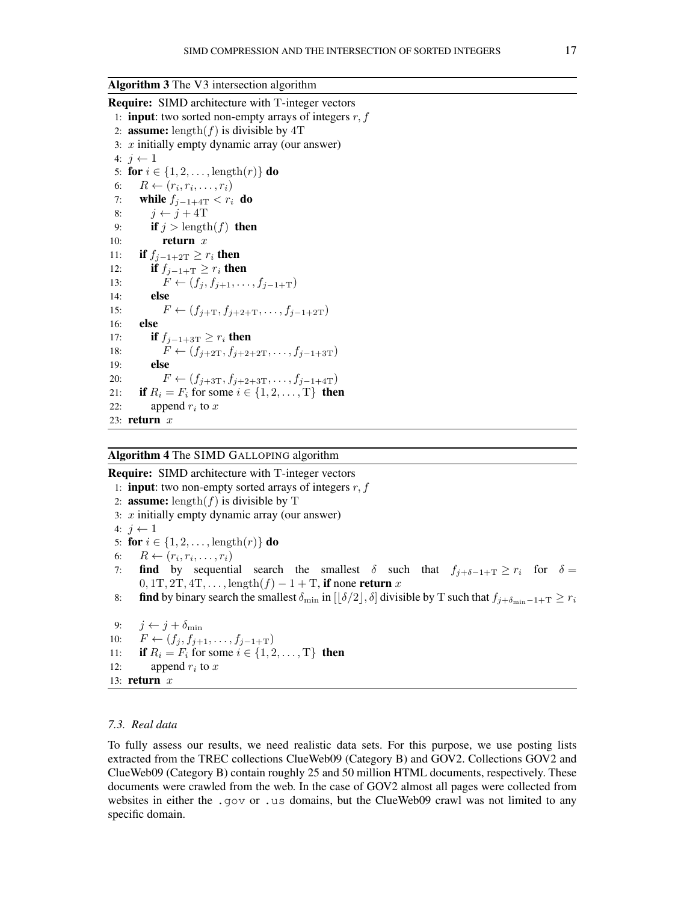**Algorithm 3** The V3 intersection algorithm

**Require:** SIMD architecture with $\mathrm{T}$-integer vectors

1: **input**: two sorted non-empty arrays of integers $r, f$
2: **assume:** $\mathrm{length}(f)$ is divisible by $4\mathrm{T}$
3: $x$ initially empty dynamic array (our answer)
4: $j \leftarrow 1$
5: **for** $i \in \{1, 2, \ldots, \mathrm{length}(r)\}$ **do**
6: $\quad R \leftarrow (r_i, r_i, \ldots, r_i)$
7: $\quad$ **while** $f_{j-1+4\mathrm{T}} < r_i$ **do**
8: $\quad\quad j \leftarrow j + 4\mathrm{T}$
9: $\quad\quad$ **if** $j > \mathrm{length}(f)$ **then**
10: $\quad\quad\quad$ **return** $x$
11: $\quad$ **if** $f_{j-1+2\mathrm{T}} \geq r_i$ **then**
12: $\quad\quad$ **if** $f_{j-1+\mathrm{T}} \geq r_i$ **then**
13: $\quad\quad\quad F \leftarrow (f_j, f_{j+1}, \ldots, f_{j-1+\mathrm{T}})$
14: $\quad\quad$ **else**
15: $\quad\quad\quad F \leftarrow (f_{j+\mathrm{T}}, f_{j+2+\mathrm{T}}, \ldots, f_{j-1+2\mathrm{T}})$
16: $\quad$ **else**
17: $\quad\quad$ **if** $f_{j-1+3\mathrm{T}} \geq r_i$ **then**
18: $\quad\quad\quad F \leftarrow (f_{j+2\mathrm{T}}, f_{j+2+2\mathrm{T}}, \ldots, f_{j-1+3\mathrm{T}})$
19: $\quad\quad$ **else**
20: $\quad\quad\quad F \leftarrow (f_{j+3\mathrm{T}}, f_{j+2+3\mathrm{T}}, \ldots, f_{j-1+4\mathrm{T}})$
21: $\quad$ **if** $R_i = F_i$ for some $i \in \{1, 2, \ldots, \mathrm{T}\}$ **then**
22: $\quad\quad$ append $r_i$ to $x$
23: **return** $x$

**Algorithm 4** The SIMD GALLOPING algorithm

**Require:** SIMD architecture with $\mathrm{T}$-integer vectors

1: **input**: two non-empty sorted arrays of integers $r, f$
2: **assume:** $\mathrm{length}(f)$ is divisible by $\mathrm{T}$
3: $x$ initially empty dynamic array (our answer)
4: $j \leftarrow 1$
5: **for** $i \in \{1, 2, \ldots, \mathrm{length}(r)\}$ **do**
6: $\quad R \leftarrow (r_i, r_i, \ldots, r_i)$
7: $\quad$ **find** by sequential search the smallest $\delta$ such that $f_{j+\delta-1+\mathrm{T}} \geq r_i$ for $\delta = 0, 1\mathrm{T}, 2\mathrm{T}, 4\mathrm{T}, \ldots, \mathrm{length}(f) - 1 + \mathrm{T}$, **if** none **return** $x$
8: $\quad$ **find** by binary search the smallest $\delta_{\min}$ in $[\lfloor \delta/2 \rfloor, \delta]$ divisible by $\mathrm{T}$ such that $f_{j+\delta_{\min}-1+\mathrm{T}} \geq r_i$
9: $\quad j \leftarrow j + \delta_{\min}$
10: $\quad F \leftarrow (f_j, f_{j+1}, \ldots, f_{j-1+\mathrm{T}})$
11: $\quad$ **if** $R_i = F_i$ for some $i \in \{1, 2, \ldots, \mathrm{T}\}$ **then**
12: $\quad\quad$ append $r_i$ to $x$
13: **return** $x$

### *7.3. Real data*

To fully assess our results, we need realistic data sets. For this purpose, we use posting lists extracted from the TREC collections ClueWeb09 (Category B) and GOV2. Collections GOV2 and ClueWeb09 (Category B) contain roughly 25 and 50 million HTML documents, respectively. These documents were crawled from the web. In the case of GOV2 almost all pages were collected from websites in either the `.gov` or `.us` domains, but the ClueWeb09 crawl was not limited to any specific domain.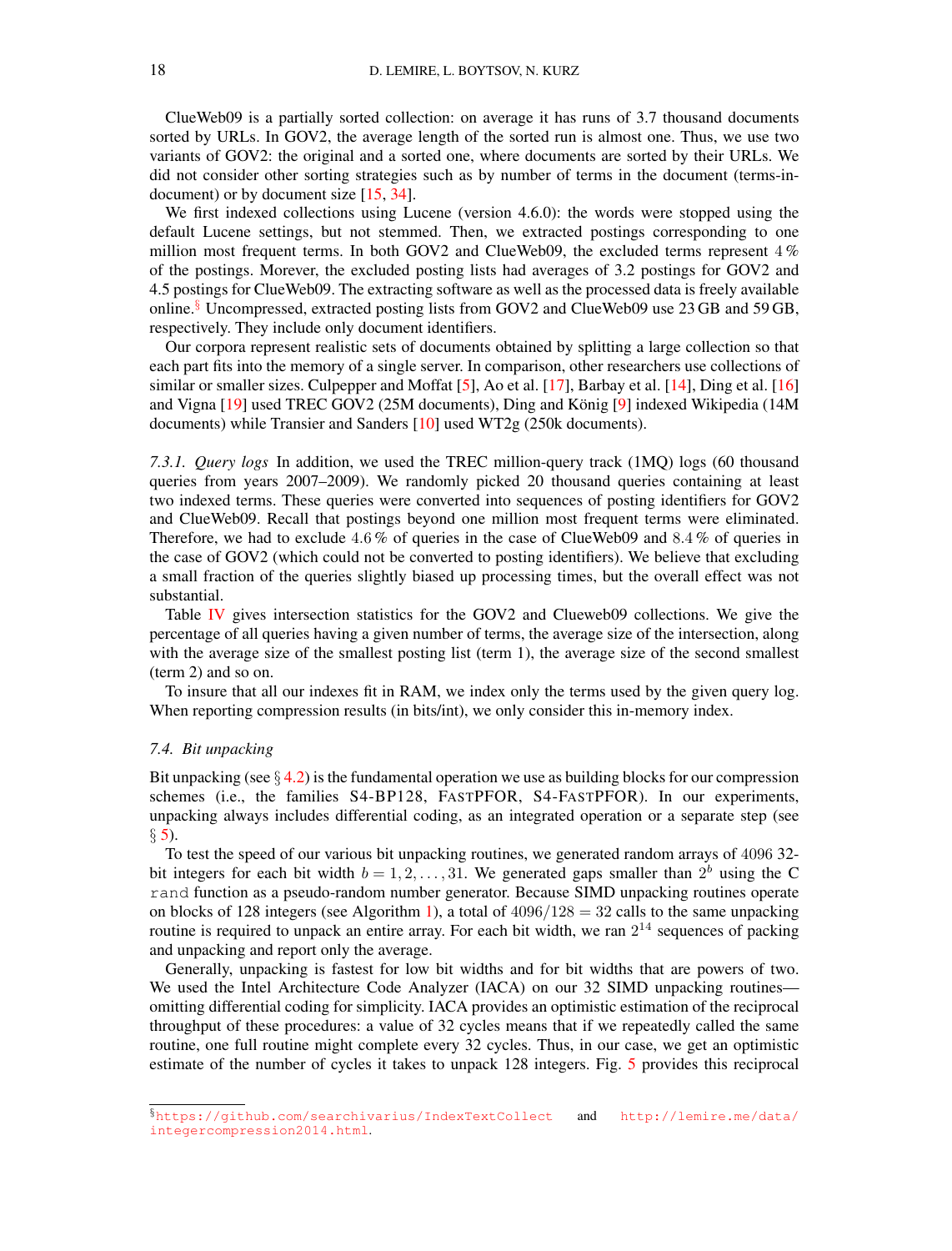ClueWeb09 is a partially sorted collection: on average it has runs of 3.7 thousand documents sorted by URLs. In GOV2, the average length of the sorted run is almost one. Thus, we use two variants of GOV2: the original and a sorted one, where documents are sorted by their URLs. We did not consider other sorting strategies such as by number of terms in the document (terms-in-document) or by document size [15, 34].

We first indexed collections using Lucene (version 4.6.0): the words were stopped using the default Lucene settings, but not stemmed. Then, we extracted postings corresponding to one million most frequent terms. In both GOV2 and ClueWeb09, the excluded terms represent $4\,\%$ of the postings. Morever, the excluded posting lists had averages of 3.2 postings for GOV2 and 4.5 postings for ClueWeb09. The extracting software as well as the processed data is freely available online.[§] Uncompressed, extracted posting lists from GOV2 and ClueWeb09 use 23 GB and 59 GB, respectively. They include only document identifiers.

Our corpora represent realistic sets of documents obtained by splitting a large collection so that each part fits into the memory of a single server. In comparison, other researchers use collections of similar or smaller sizes. Culpepper and Moffat [5], Ao et al. [17], Barbay et al. [14], Ding et al. [16] and Vigna [19] used TREC GOV2 (25M documents), Ding and König [9] indexed Wikipedia (14M documents) while Transier and Sanders [10] used WT2g (250k documents).

*7.3.1. Query logs* In addition, we used the TREC million-query track (1MQ) logs (60 thousand queries from years 2007–2009). We randomly picked 20 thousand queries containing at least two indexed terms. These queries were converted into sequences of posting identifiers for GOV2 and ClueWeb09. Recall that postings beyond one million most frequent terms were eliminated. Therefore, we had to exclude $4.6\,\%$ of queries in the case of ClueWeb09 and $8.4\,\%$ of queries in the case of GOV2 (which could not be converted to posting identifiers). We believe that excluding a small fraction of the queries slightly biased up processing times, but the overall effect was not substantial.

Table IV gives intersection statistics for the GOV2 and Clueweb09 collections. We give the percentage of all queries having a given number of terms, the average size of the intersection, along with the average size of the smallest posting list (term 1), the average size of the second smallest (term 2) and so on.

To insure that all our indexes fit in RAM, we index only the terms used by the given query log. When reporting compression results (in bits/int), we only consider this in-memory index.

### 7.4. Bit unpacking

Bit unpacking (see § 4.2) is the fundamental operation we use as building blocks for our compression schemes (i.e., the families S4-BP128, FastPFOR, S4-FastPFOR). In our experiments, unpacking always includes differential coding, as an integrated operation or a separate step (see § 5).

To test the speed of our various bit unpacking routines, we generated random arrays of $4096$ 32-bit integers for each bit width $b = 1, 2, \ldots, 31$. We generated gaps smaller than $2^b$ using the C `rand` function as a pseudo-random number generator. Because SIMD unpacking routines operate on blocks of 128 integers (see Algorithm 1), a total of $4096/128 = 32$ calls to the same unpacking routine is required to unpack an entire array. For each bit width, we ran $2^{14}$ sequences of packing and unpacking and report only the average.

Generally, unpacking is fastest for low bit widths and for bit widths that are powers of two. We used the Intel Architecture Code Analyzer (IACA) on our 32 SIMD unpacking routines—omitting differential coding for simplicity. IACA provides an optimistic estimation of the reciprocal throughput of these procedures: a value of 32 cycles means that if we repeatedly called the same routine, one full routine might complete every 32 cycles. Thus, in our case, we get an optimistic estimate of the number of cycles it takes to unpack 128 integers. Fig. 5 provides this reciprocal

[§] https://github.com/searchivarius/IndexTextCollect and http://lemire.me/data/integercompression2014.html.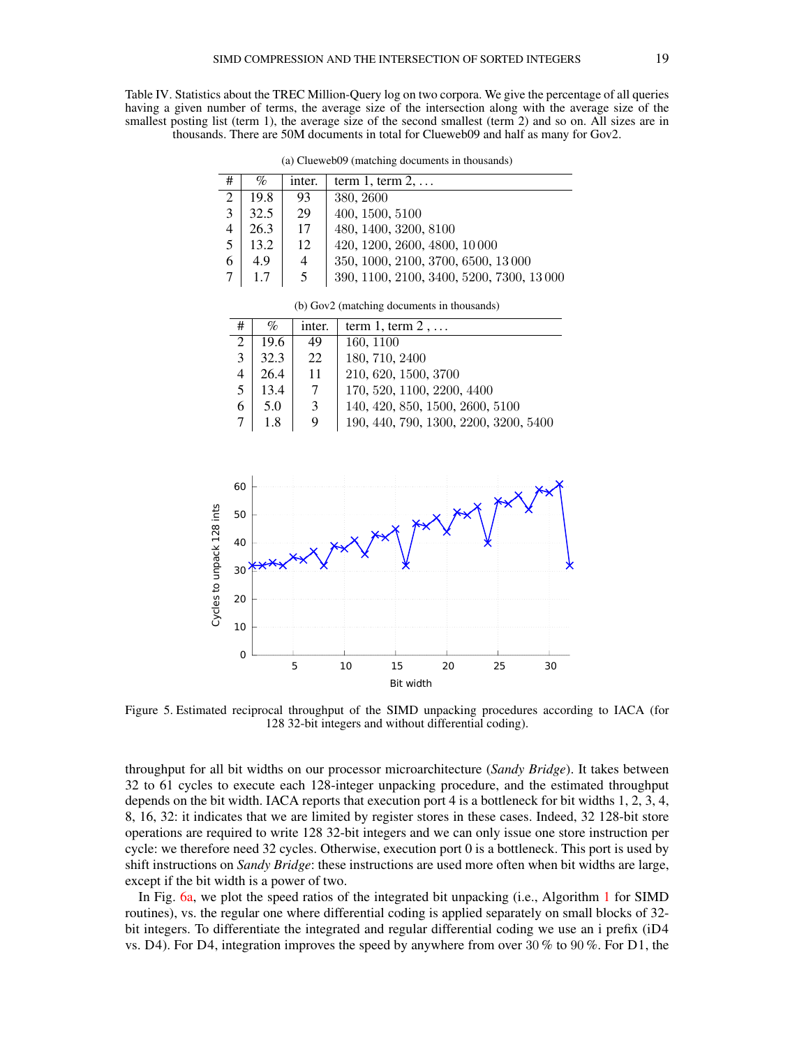Table IV. Statistics about the TREC Million-Query log on two corpora. We give the percentage of all queries having a given number of terms, the average size of the intersection along with the average size of the smallest posting list (term 1), the average size of the second smallest (term 2) and so on. All sizes are in thousands. There are 50M documents in total for Clueweb09 and half as many for Gov2.

(a) Clueweb09 (matching documents in thousands)

| # | % | inter. | term 1, term 2, ... |
|---|---|---|---|
| 2 | 19.8 | 93 | 380, 2600 |
| 3 | 32.5 | 29 | 400, 1500, 5100 |
| 4 | 26.3 | 17 | 480, 1400, 3200, 8100 |
| 5 | 13.2 | 12 | 420, 1200, 2600, 4800, 10 000 |
| 6 | 4.9 | 4 | 350, 1000, 2100, 3700, 6500, 13 000 |
| 7 | 1.7 | 5 | 390, 1100, 2100, 3400, 5200, 7300, 13 000 |

(b) Gov2 (matching documents in thousands)

| # | % | inter. | term 1, term 2 , ... |
|---|---|---|---|
| 2 | 19.6 | 49 | 160, 1100 |
| 3 | 32.3 | 22 | 180, 710, 2400 |
| 4 | 26.4 | 11 | 210, 620, 1500, 3700 |
| 5 | 13.4 | 7 | 170, 520, 1100, 2200, 4400 |
| 6 | 5.0 | 3 | 140, 420, 850, 1500, 2600, 5100 |
| 7 | 1.8 | 9 | 190, 440, 790, 1300, 2200, 3200, 5400 |

Figure 5. Estimated reciprocal throughput of the SIMD unpacking procedures according to IACA (for 128 32-bit integers and without differential coding).

throughput for all bit widths on our processor microarchitecture (*Sandy Bridge*). It takes between 32 to 61 cycles to execute each 128-integer unpacking procedure, and the estimated throughput depends on the bit width. IACA reports that execution port 4 is a bottleneck for bit widths 1, 2, 3, 4, 8, 16, 32: it indicates that we are limited by register stores in these cases. Indeed, 32 128-bit store operations are required to write 128 32-bit integers and we can only issue one store instruction per cycle: we therefore need 32 cycles. Otherwise, execution port 0 is a bottleneck. This port is used by shift instructions on *Sandy Bridge*: these instructions are used more often when bit widths are large, except if the bit width is a power of two.

In Fig. 6a, we plot the speed ratios of the integrated bit unpacking (i.e., Algorithm 1 for SIMD routines), vs. the regular one where differential coding is applied separately on small blocks of 32-bit integers. To differentiate the integrated and regular differential coding we use an i prefix (iD4 vs. D4). For D4, integration improves the speed by anywhere from over 30 % to 90 %. For D1, the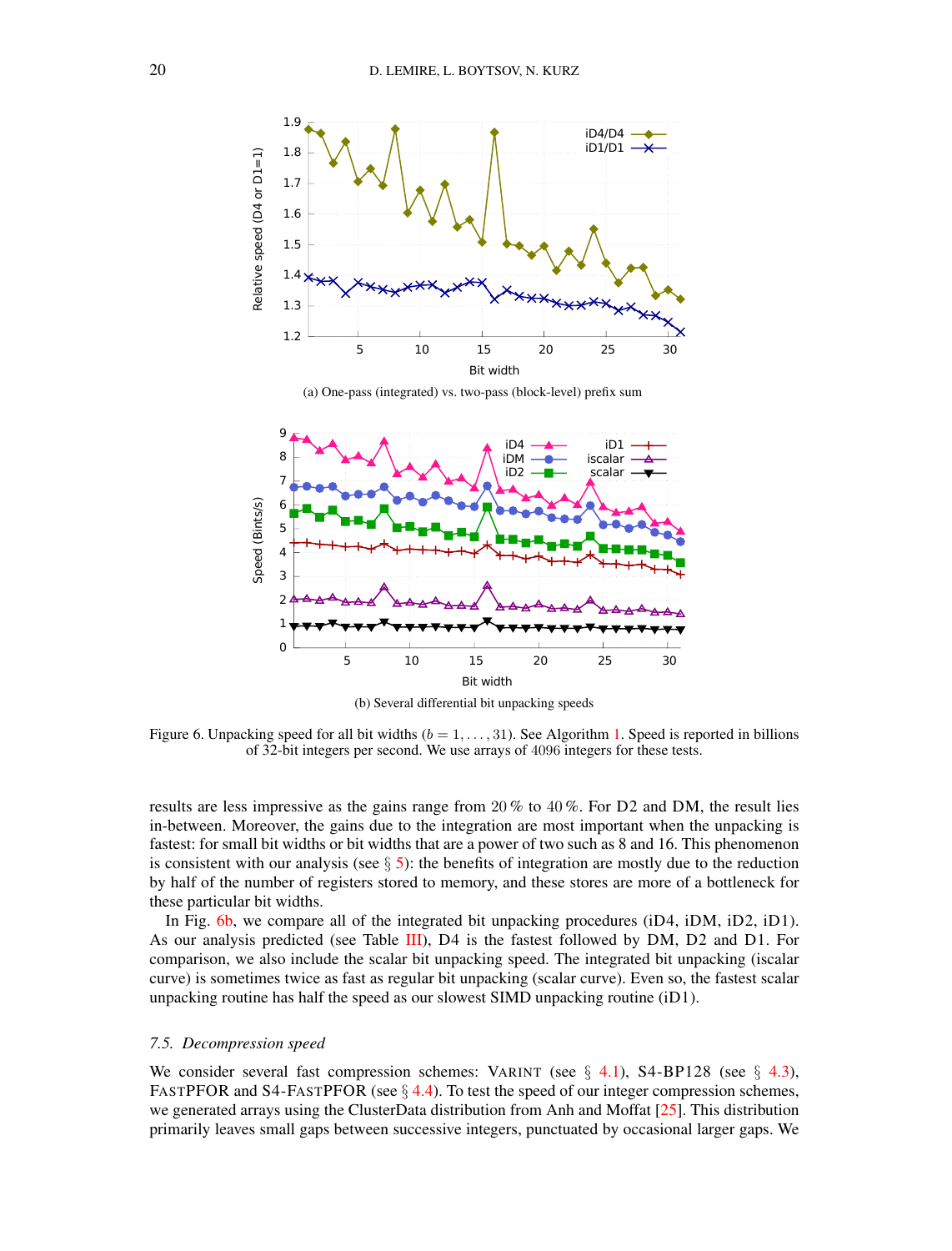(a) One-pass (integrated) vs. two-pass (block-level) prefix sum

(b) Several differential bit unpacking speeds

Figure 6. Unpacking speed for all bit widths ($b = 1, \ldots, 31$). See Algorithm 1. Speed is reported in billions of 32-bit integers per second. We use arrays of 4096 integers for these tests.

results are less impressive as the gains range from 20 % to 40 %. For D2 and DM, the result lies in-between. Moreover, the gains due to the integration are most important when the unpacking is fastest: for small bit widths or bit widths that are a power of two such as 8 and 16. This phenomenon is consistent with our analysis (see § 5): the benefits of integration are mostly due to the reduction by half of the number of registers stored to memory, and these stores are more of a bottleneck for these particular bit widths.

In Fig. 6b, we compare all of the integrated bit unpacking procedures (iD4, iDM, iD2, iD1). As our analysis predicted (see Table III), D4 is the fastest followed by DM, D2 and D1. For comparison, we also include the scalar bit unpacking speed. The integrated bit unpacking (iscalar curve) is sometimes twice as fast as regular bit unpacking (scalar curve). Even so, the fastest scalar unpacking routine has half the speed as our slowest SIMD unpacking routine (iD1).

### 7.5. *Decompression speed*

We consider several fast compression schemes: VARINT (see § 4.1), S4-BP128 (see § 4.3), FASTPFOR and S4-FASTPFOR (see § 4.4). To test the speed of our integer compression schemes, we generated arrays using the ClusterData distribution from Anh and Moffat [25]. This distribution primarily leaves small gaps between successive integers, punctuated by occasional larger gaps. We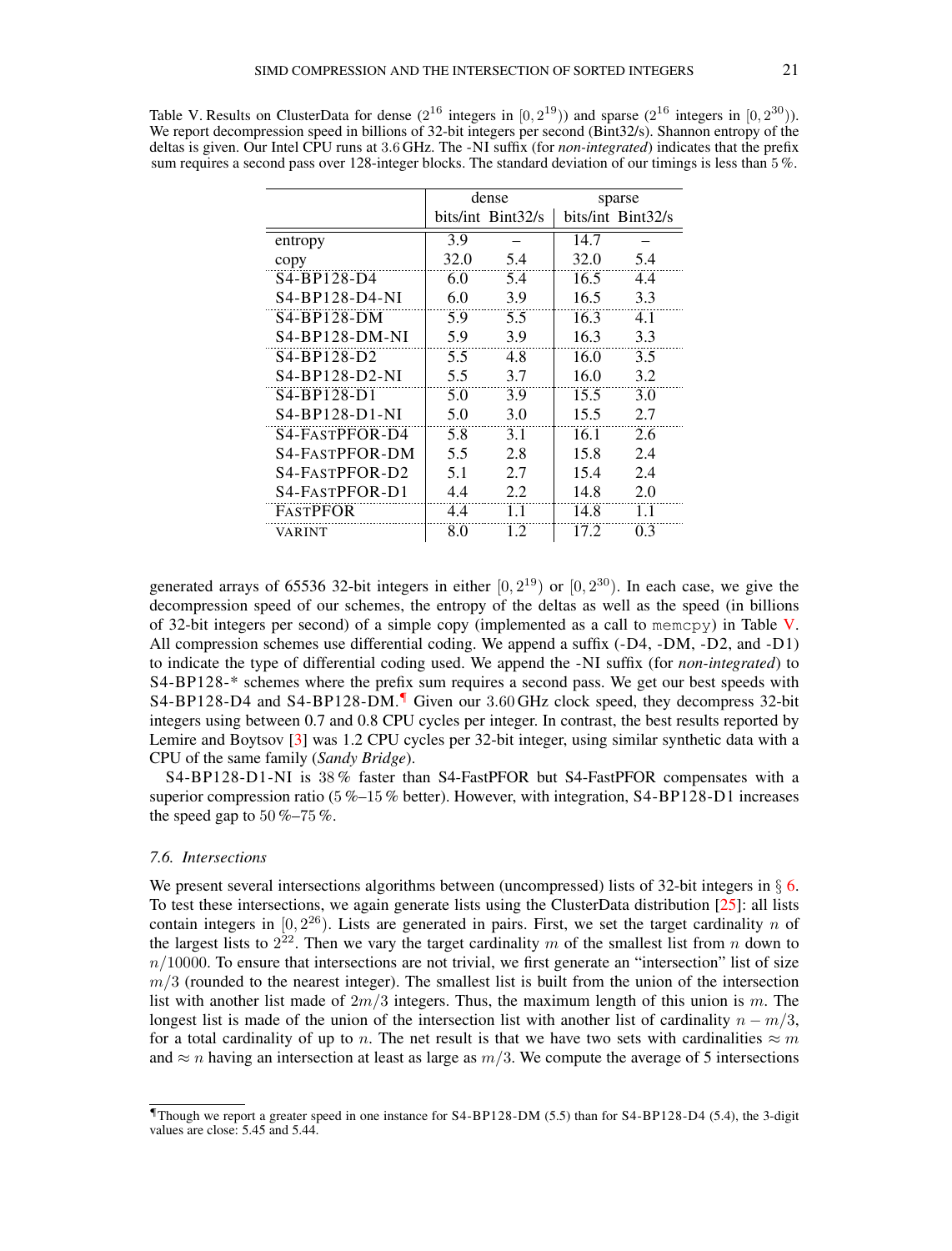Table V. Results on ClusterData for dense ($2^{16}$ integers in $[0, 2^{19})$) and sparse ($2^{16}$ integers in $[0, 2^{30})$). We report decompression speed in billions of 32-bit integers per second (Bint32/s). Shannon entropy of the deltas is given. Our Intel CPU runs at 3.6 GHz. The -NI suffix (for *non-integrated*) indicates that the prefix sum requires a second pass over 128-integer blocks. The standard deviation of our timings is less than 5 %.

| | dense | | sparse | |
|---|---|---|---|---|
| | bits/int | Bint32/s | bits/int | Bint32/s |
| entropy | 3.9 | – | 14.7 | – |
| copy | 32.0 | 5.4 | 32.0 | 5.4 |
| S4-BP128-D4 | 6.0 | 5.4 | 16.5 | 4.4 |
| S4-BP128-D4-NI | 6.0 | 3.9 | 16.5 | 3.3 |
| S4-BP128-DM | 5.9 | 5.5 | 16.3 | 4.1 |
| S4-BP128-DM-NI | 5.9 | 3.9 | 16.3 | 3.3 |
| S4-BP128-D2 | 5.5 | 4.8 | 16.0 | 3.5 |
| S4-BP128-D2-NI | 5.5 | 3.7 | 16.0 | 3.2 |
| S4-BP128-D1 | 5.0 | 3.9 | 15.5 | 3.0 |
| S4-BP128-D1-NI | 5.0 | 3.0 | 15.5 | 2.7 |
| S4-FastPFOR-D4 | 5.8 | 3.1 | 16.1 | 2.6 |
| S4-FastPFOR-DM | 5.5 | 2.8 | 15.8 | 2.4 |
| S4-FastPFOR-D2 | 5.1 | 2.7 | 15.4 | 2.4 |
| S4-FastPFOR-D1 | 4.4 | 2.2 | 14.8 | 2.0 |
| FastPFOR | 4.4 | 1.1 | 14.8 | 1.1 |
| varint | 8.0 | 1.2 | 17.2 | 0.3 |

generated arrays of 65536 32-bit integers in either $[0, 2^{19})$ or $[0, 2^{30})$. In each case, we give the decompression speed of our schemes, the entropy of the deltas as well as the speed (in billions of 32-bit integers per second) of a simple copy (implemented as a call to `memcpy`) in Table V. All compression schemes use differential coding. We append a suffix (-D4, -DM, -D2, and -D1) to indicate the type of differential coding used. We append the -NI suffix (for *non-integrated*) to S4-BP128-* schemes where the prefix sum requires a second pass. We get our best speeds with S4-BP128-D4 and S4-BP128-DM.[¶] Given our 3.60 GHz clock speed, they decompress 32-bit integers using between 0.7 and 0.8 CPU cycles per integer. In contrast, the best results reported by Lemire and Boytsov [3] was 1.2 CPU cycles per 32-bit integer, using similar synthetic data with a CPU of the same family (*Sandy Bridge*).

S4-BP128-D1-NI is 38 % faster than S4-FastPFOR but S4-FastPFOR compensates with a superior compression ratio (5 %–15 % better). However, with integration, S4-BP128-D1 increases the speed gap to 50 %–75 %.

### 7.6. Intersections

We present several intersections algorithms between (uncompressed) lists of 32-bit integers in § 6. To test these intersections, we again generate lists using the ClusterData distribution [25]: all lists contain integers in $[0, 2^{26})$. Lists are generated in pairs. First, we set the target cardinality $n$ of the largest lists to $2^{22}$. Then we vary the target cardinality $m$ of the smallest list from $n$ down to $n/10000$. To ensure that intersections are not trivial, we first generate an "intersection" list of size $m/3$ (rounded to the nearest integer). The smallest list is built from the union of the intersection list with another list made of $2m/3$ integers. Thus, the maximum length of this union is $m$. The longest list is made of the union of the intersection list with another list of cardinality $n - m/3$, for a total cardinality of up to $n$. The net result is that we have two sets with cardinalities $\approx m$ and $\approx n$ having an intersection at least as large as $m/3$. We compute the average of 5 intersections

[¶]Though we report a greater speed in one instance for S4-BP128-DM (5.5) than for S4-BP128-D4 (5.4), the 3-digit values are close: 5.45 and 5.44.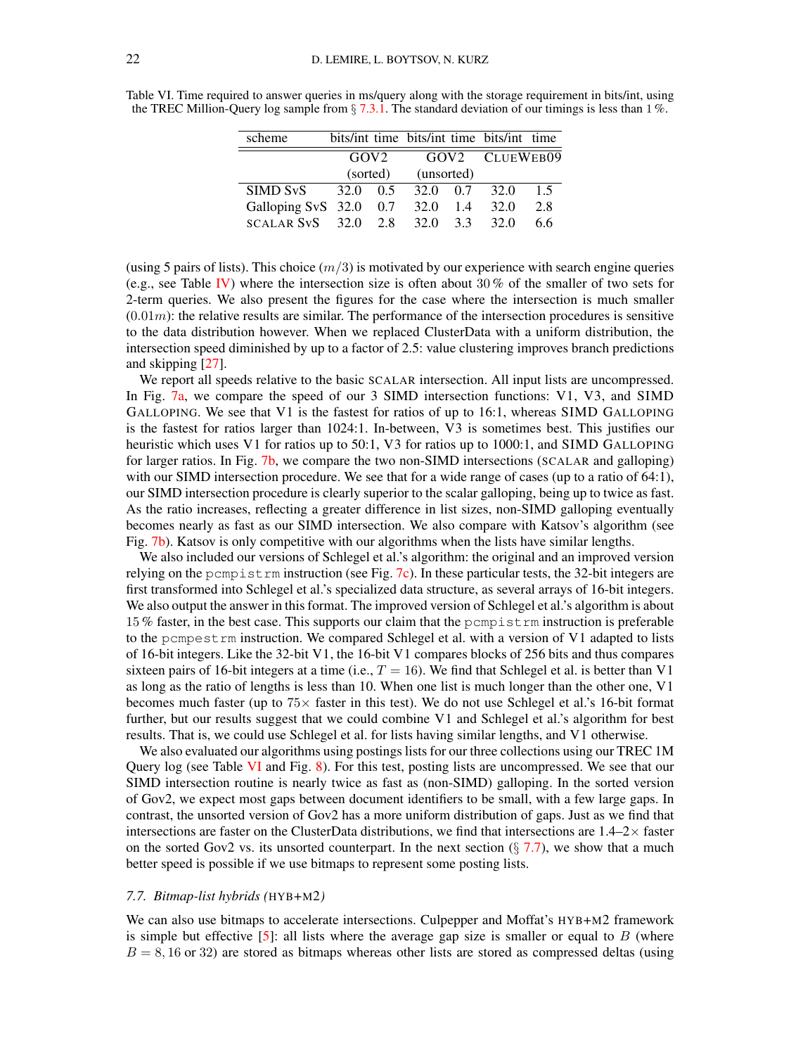Table VI. Time required to answer queries in ms/query along with the storage requirement in bits/int, using the TREC Million-Query log sample from § 7.3.1. The standard deviation of our timings is less than 1 %.

| scheme | bits/int | time | bits/int | time | bits/int | time |
|---|---|---|---|---|---|---|
| | GOV2 (sorted) | | GOV2 (unsorted) | | CLUEWEB09 | |
| SIMD SvS | 32.0 | 0.5 | 32.0 | 0.7 | 32.0 | 1.5 |
| Galloping SvS | 32.0 | 0.7 | 32.0 | 1.4 | 32.0 | 2.8 |
| SCALAR SvS | 32.0 | 2.8 | 32.0 | 3.3 | 32.0 | 6.6 |

(using 5 pairs of lists). This choice ($m/3$) is motivated by our experience with search engine queries (e.g., see Table IV) where the intersection size is often about 30 % of the smaller of two sets for 2-term queries. We also present the figures for the case where the intersection is much smaller ($0.01m$): the relative results are similar. The performance of the intersection procedures is sensitive to the data distribution however. When we replaced ClusterData with a uniform distribution, the intersection speed diminished by up to a factor of 2.5: value clustering improves branch predictions and skipping [27].

We report all speeds relative to the basic SCALAR intersection. All input lists are uncompressed. In Fig. 7a, we compare the speed of our 3 SIMD intersection functions: V1, V3, and SIMD GALLOPING. We see that V1 is the fastest for ratios of up to 16:1, whereas SIMD GALLOPING is the fastest for ratios larger than 1024:1. In-between, V3 is sometimes best. This justifies our heuristic which uses V1 for ratios up to 50:1, V3 for ratios up to 1000:1, and SIMD GALLOPING for larger ratios. In Fig. 7b, we compare the two non-SIMD intersections (SCALAR and galloping) with our SIMD intersection procedure. We see that for a wide range of cases (up to a ratio of 64:1), our SIMD intersection procedure is clearly superior to the scalar galloping, being up to twice as fast. As the ratio increases, reflecting a greater difference in list sizes, non-SIMD galloping eventually becomes nearly as fast as our SIMD intersection. We also compare with Katsov's algorithm (see Fig. 7b). Katsov is only competitive with our algorithms when the lists have similar lengths.

We also included our versions of Schlegel et al.'s algorithm: the original and an improved version relying on the `pcmpistrm` instruction (see Fig. 7c). In these particular tests, the 32-bit integers are first transformed into Schlegel et al.'s specialized data structure, as several arrays of 16-bit integers. We also output the answer in this format. The improved version of Schlegel et al.'s algorithm is about 15 % faster, in the best case. This supports our claim that the `pcmpistrm` instruction is preferable to the `pcmpestrm` instruction. We compared Schlegel et al. with a version of V1 adapted to lists of 16-bit integers. Like the 32-bit V1, the 16-bit V1 compares blocks of 256 bits and thus compares sixteen pairs of 16-bit integers at a time (i.e., $T = 16$). We find that Schlegel et al. is better than V1 as long as the ratio of lengths is less than 10. When one list is much longer than the other one, V1 becomes much faster (up to $75\times$ faster in this test). We do not use Schlegel et al.'s 16-bit format further, but our results suggest that we could combine V1 and Schlegel et al.'s algorithm for best results. That is, we could use Schlegel et al. for lists having similar lengths, and V1 otherwise.

We also evaluated our algorithms using postings lists for our three collections using our TREC 1M Query log (see Table VI and Fig. 8). For this test, posting lists are uncompressed. We see that our SIMD intersection routine is nearly twice as fast as (non-SIMD) galloping. In the sorted version of Gov2, we expect most gaps between document identifiers to be small, with a few large gaps. In contrast, the unsorted version of Gov2 has a more uniform distribution of gaps. Just as we find that intersections are faster on the ClusterData distributions, we find that intersections are 1.4–$2\times$ faster on the sorted Gov2 vs. its unsorted counterpart. In the next section (§ 7.7), we show that a much better speed is possible if we use bitmaps to represent some posting lists.

### 7.7. *Bitmap-list hybrids (*HYB+M2*)*

We can also use bitmaps to accelerate intersections. Culpepper and Moffat's HYB+M2 framework is simple but effective [5]: all lists where the average gap size is smaller or equal to $B$ (where $B = 8, 16$ or 32) are stored as bitmaps whereas other lists are stored as compressed deltas (using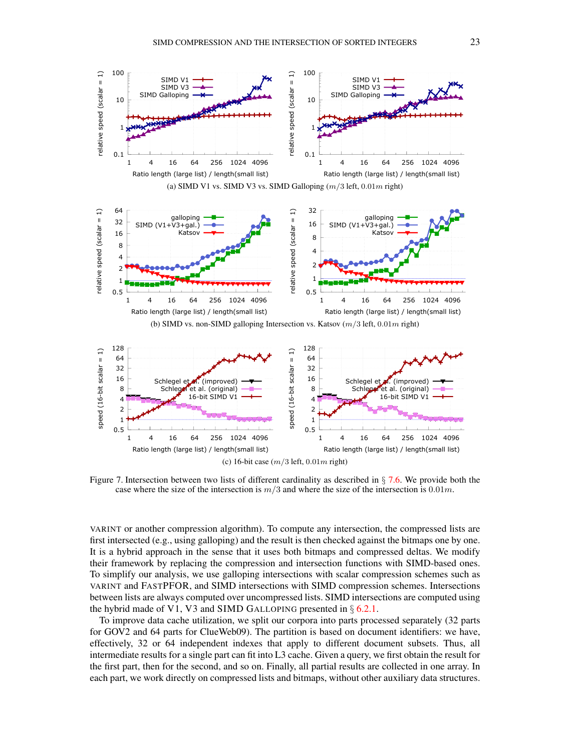(a) SIMD V1 vs. SIMD V3 vs. SIMD Galloping ($m/3$ left, $0.01m$ right)

(b) SIMD vs. non-SIMD galloping Intersection vs. Katsov ($m/3$ left, $0.01m$ right)

(c) 16-bit case ($m/3$ left, $0.01m$ right)

Figure 7. Intersection between two lists of different cardinality as described in § 7.6. We provide both the case where the size of the intersection is $m/3$ and where the size of the intersection is $0.01m$.

VARINT or another compression algorithm). To compute any intersection, the compressed lists are first intersected (e.g., using galloping) and the result is then checked against the bitmaps one by one. It is a hybrid approach in the sense that it uses both bitmaps and compressed deltas. We modify their framework by replacing the compression and intersection functions with SIMD-based ones. To simplify our analysis, we use galloping intersections with scalar compression schemes such as VARINT and FASTPFOR, and SIMD intersections with SIMD compression schemes. Intersections between lists are always computed over uncompressed lists. SIMD intersections are computed using the hybrid made of V1, V3 and SIMD GALLOPING presented in § 6.2.1.

To improve data cache utilization, we split our corpora into parts processed separately (32 parts for GOV2 and 64 parts for ClueWeb09). The partition is based on document identifiers: we have, effectively, 32 or 64 independent indexes that apply to different document subsets. Thus, all intermediate results for a single part can fit into L3 cache. Given a query, we first obtain the result for the first part, then for the second, and so on. Finally, all partial results are collected in one array. In each part, we work directly on compressed lists and bitmaps, without other auxiliary data structures.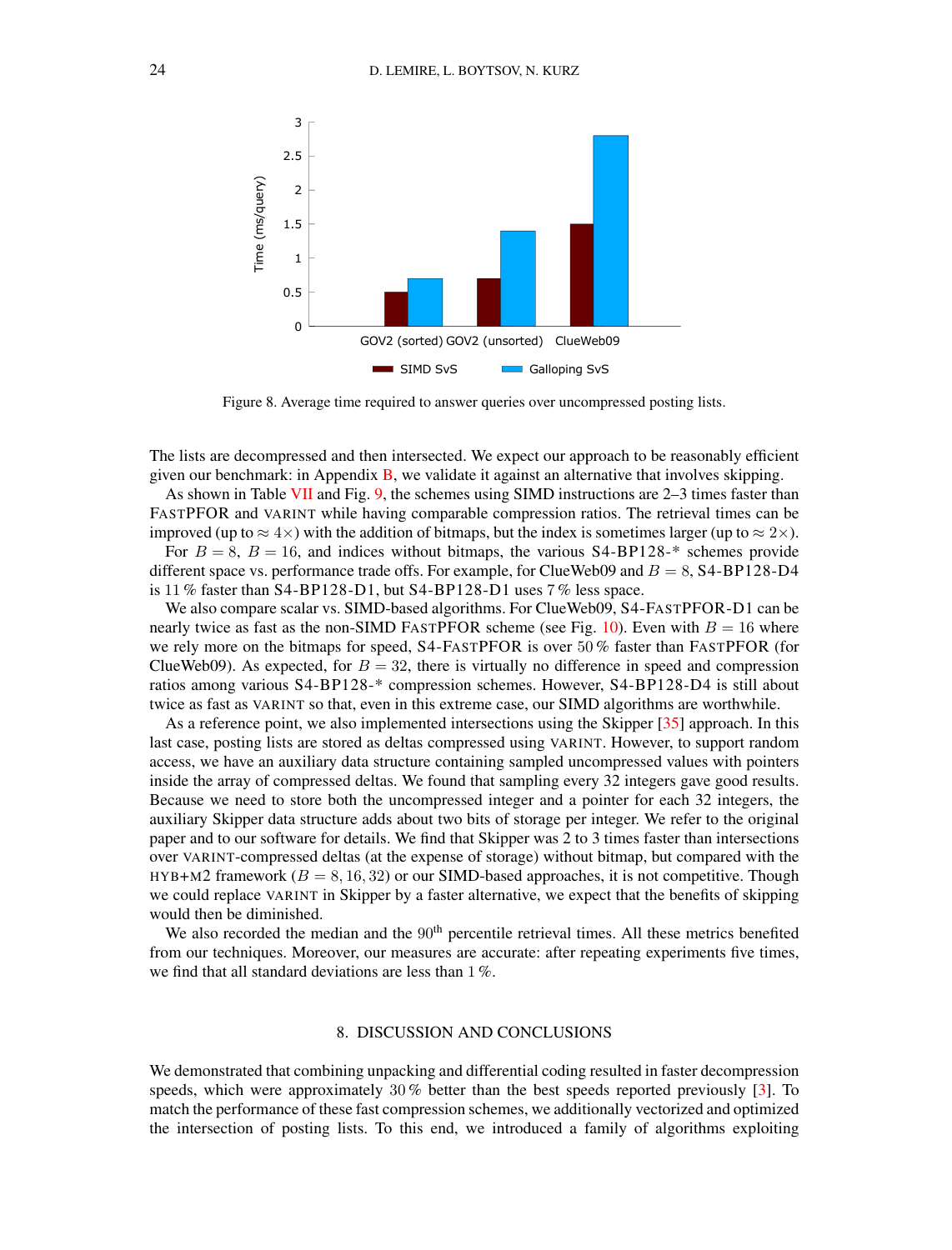Figure 8. Average time required to answer queries over uncompressed posting lists.

The lists are decompressed and then intersected. We expect our approach to be reasonably efficient given our benchmark: in Appendix B, we validate it against an alternative that involves skipping.

As shown in Table VII and Fig. 9, the schemes using SIMD instructions are 2–3 times faster than FASTPFOR and VARINT while having comparable compression ratios. The retrieval times can be improved (up to $\approx 4\times$) with the addition of bitmaps, but the index is sometimes larger (up to $\approx 2\times$).

For $B = 8$, $B = 16$, and indices without bitmaps, the various S4-BP128-* schemes provide different space vs. performance trade offs. For example, for ClueWeb09 and $B = 8$, S4-BP128-D4 is 11 % faster than S4-BP128-D1, but S4-BP128-D1 uses 7 % less space.

We also compare scalar vs. SIMD-based algorithms. For ClueWeb09, S4-FASTPFOR-D1 can be nearly twice as fast as the non-SIMD FASTPFOR scheme (see Fig. 10). Even with $B = 16$ where we rely more on the bitmaps for speed, S4-FASTPFOR is over 50 % faster than FASTPFOR (for ClueWeb09). As expected, for $B = 32$, there is virtually no difference in speed and compression ratios among various S4-BP128-* compression schemes. However, S4-BP128-D4 is still about twice as fast as VARINT so that, even in this extreme case, our SIMD algorithms are worthwhile.

As a reference point, we also implemented intersections using the Skipper [35] approach. In this last case, posting lists are stored as deltas compressed using VARINT. However, to support random access, we have an auxiliary data structure containing sampled uncompressed values with pointers inside the array of compressed deltas. We found that sampling every 32 integers gave good results. Because we need to store both the uncompressed integer and a pointer for each 32 integers, the auxiliary Skipper data structure adds about two bits of storage per integer. We refer to the original paper and to our software for details. We find that Skipper was 2 to 3 times faster than intersections over VARINT-compressed deltas (at the expense of storage) without bitmap, but compared with the HYB+M2 framework ($B = 8, 16, 32$) or our SIMD-based approaches, it is not competitive. Though we could replace VARINT in Skipper by a faster alternative, we expect that the benefits of skipping would then be diminished.

We also recorded the median and the 90$^{\text{th}}$ percentile retrieval times. All these metrics benefited from our techniques. Moreover, our measures are accurate: after repeating experiments five times, we find that all standard deviations are less than 1 %.

## 8. DISCUSSION AND CONCLUSIONS

We demonstrated that combining unpacking and differential coding resulted in faster decompression speeds, which were approximately 30 % better than the best speeds reported previously [3]. To match the performance of these fast compression schemes, we additionally vectorized and optimized the intersection of posting lists. To this end, we introduced a family of algorithms exploiting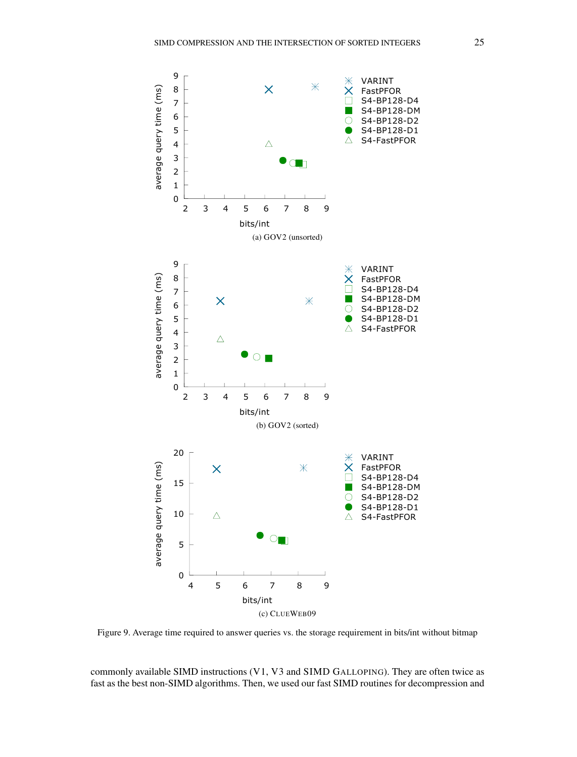(a) GOV2 (unsorted)

(b) GOV2 (sorted)

(c) ClueWeb09

Figure 9. Average time required to answer queries vs. the storage requirement in bits/int without bitmap

commonly available SIMD instructions (V1, V3 and SIMD Galloping). They are often twice as fast as the best non-SIMD algorithms. Then, we used our fast SIMD routines for decompression and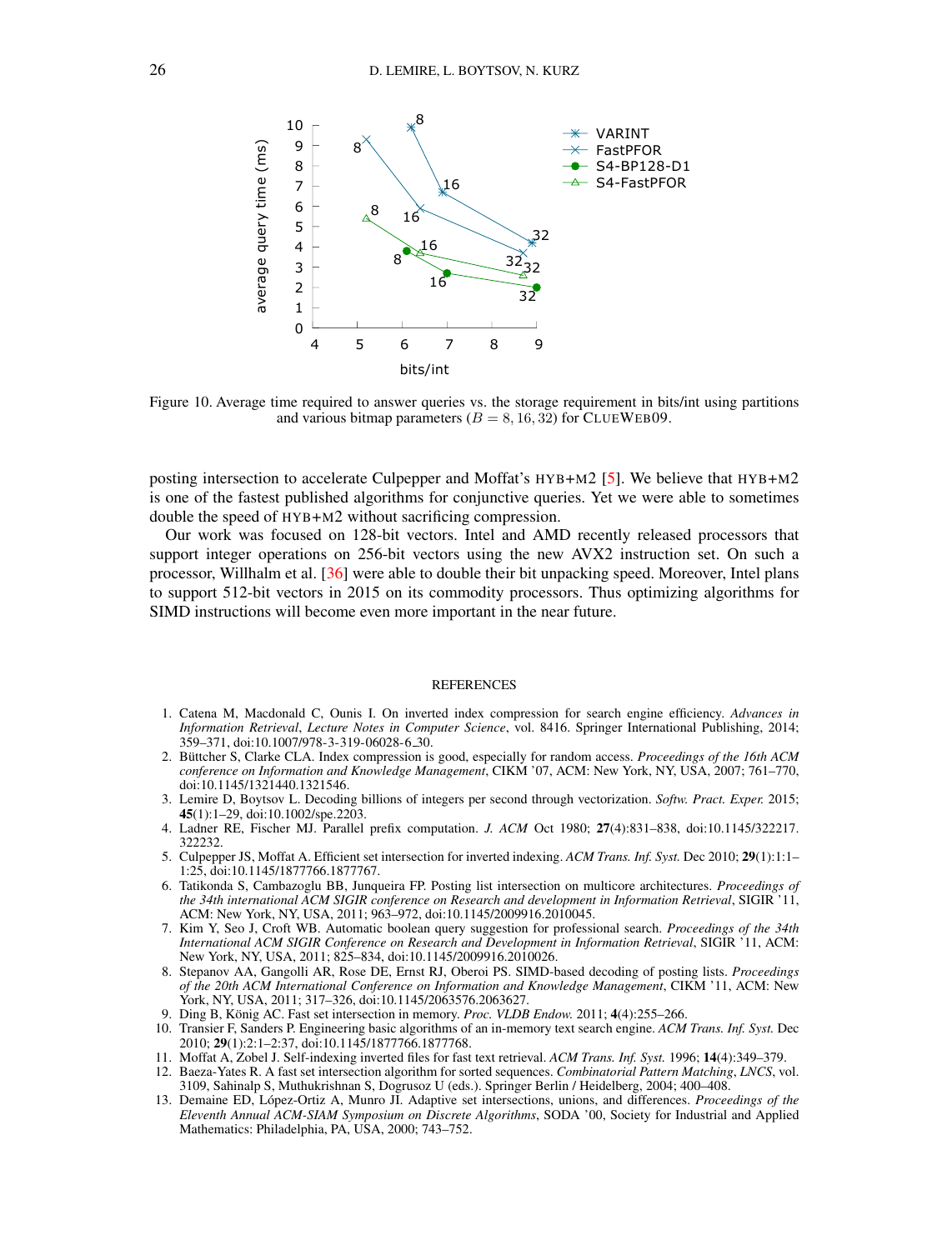Figure 10. Average time required to answer queries vs. the storage requirement in bits/int using partitions and various bitmap parameters ($B = 8, 16, 32$) for CLUEWEB09.

posting intersection to accelerate Culpepper and Moffat's HYB+M2 [5]. We believe that HYB+M2 is one of the fastest published algorithms for conjunctive queries. Yet we were able to sometimes double the speed of HYB+M2 without sacrificing compression.

Our work was focused on 128-bit vectors. Intel and AMD recently released processors that support integer operations on 256-bit vectors using the new AVX2 instruction set. On such a processor, Willhalm et al. [36] were able to double their bit unpacking speed. Moreover, Intel plans to support 512-bit vectors in 2015 on its commodity processors. Thus optimizing algorithms for SIMD instructions will become even more important in the near future.

## REFERENCES

1. Catena M, Macdonald C, Ounis I. On inverted index compression for search engine efficiency. *Advances in Information Retrieval*, *Lecture Notes in Computer Science*, vol. 8416. Springer International Publishing, 2014; 359–371, doi:10.1007/978-3-319-06028-6_30.
2. Büttcher S, Clarke CLA. Index compression is good, especially for random access. *Proceedings of the 16th ACM conference on Information and Knowledge Management*, CIKM '07, ACM: New York, NY, USA, 2007; 761–770, doi:10.1145/1321440.1321546.
3. Lemire D, Boytsov L. Decoding billions of integers per second through vectorization. *Softw. Pract. Exper.* 2015; **45**(1):1–29, doi:10.1002/spe.2203.
4. Ladner RE, Fischer MJ. Parallel prefix computation. *J. ACM* Oct 1980; **27**(4):831–838, doi:10.1145/322217.322232.
5. Culpepper JS, Moffat A. Efficient set intersection for inverted indexing. *ACM Trans. Inf. Syst.* Dec 2010; **29**(1):1:1–1:25, doi:10.1145/1877766.1877767.
6. Tatikonda S, Cambazoglu BB, Junqueira FP. Posting list intersection on multicore architectures. *Proceedings of the 34th international ACM SIGIR conference on Research and development in Information Retrieval*, SIGIR '11, ACM: New York, NY, USA, 2011; 963–972, doi:10.1145/2009916.2010045.
7. Kim Y, Seo J, Croft WB. Automatic boolean query suggestion for professional search. *Proceedings of the 34th International ACM SIGIR Conference on Research and Development in Information Retrieval*, SIGIR '11, ACM: New York, NY, USA, 2011; 825–834, doi:10.1145/2009916.2010026.
8. Stepanov AA, Gangolli AR, Rose DE, Ernst RJ, Oberoi PS. SIMD-based decoding of posting lists. *Proceedings of the 20th ACM International Conference on Information and Knowledge Management*, CIKM '11, ACM: New York, NY, USA, 2011; 317–326, doi:10.1145/2063576.2063627.
9. Ding B, König AC. Fast set intersection in memory. *Proc. VLDB Endow.* 2011; **4**(4):255–266.
10. Transier F, Sanders P. Engineering basic algorithms of an in-memory text search engine. *ACM Trans. Inf. Syst.* Dec 2010; **29**(1):2:1–2:37, doi:10.1145/1877766.1877768.
11. Moffat A, Zobel J. Self-indexing inverted files for fast text retrieval. *ACM Trans. Inf. Syst.* 1996; **14**(4):349–379.
12. Baeza-Yates R. A fast set intersection algorithm for sorted sequences. *Combinatorial Pattern Matching*, *LNCS*, vol. 3109, Sahinalp S, Muthukrishnan S, Dogrusoz U (eds.). Springer Berlin / Heidelberg, 2004; 400–408.
13. Demaine ED, López-Ortiz A, Munro JI. Adaptive set intersections, unions, and differences. *Proceedings of the Eleventh Annual ACM-SIAM Symposium on Discrete Algorithms*, SODA '00, Society for Industrial and Applied Mathematics: Philadelphia, PA, USA, 2000; 743–752.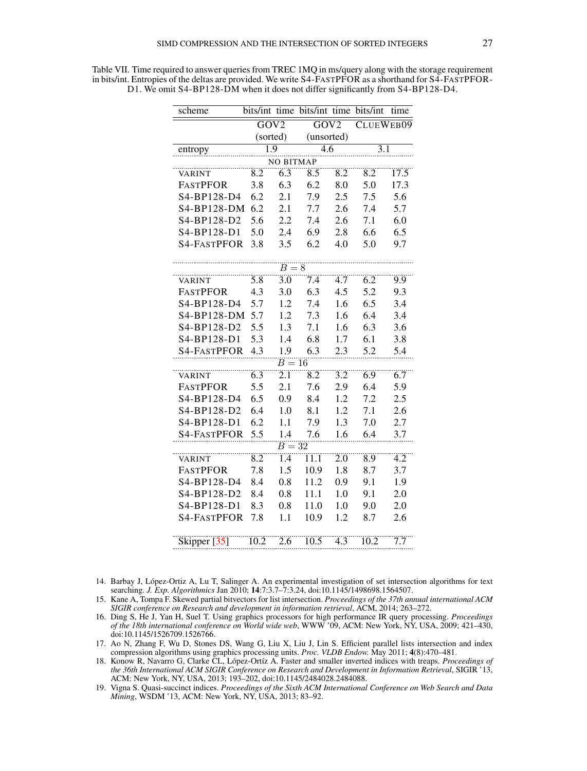Table VII. Time required to answer queries from TREC 1MQ in ms/query along with the storage requirement in bits/int. Entropies of the deltas are provided. We write S4-FASTPFOR as a shorthand for S4-FASTPFOR-D1. We omit S4-BP128-DM when it does not differ significantly from S4-BP128-D4.

| scheme | bits/int | time | bits/int | time | bits/int | time |
|---|---|---|---|---|---|---|
| | GOV2 (sorted) | | GOV2 (unsorted) | | CLUEWEB09 | |
| entropy | 1.9 | | 4.6 | | 3.1 | |
| NO BITMAP | | | | | | |
| VARINT | 8.2 | 6.3 | 8.5 | 8.2 | 8.2 | 17.5 |
| FASTPFOR | 3.8 | 6.3 | 6.2 | 8.0 | 5.0 | 17.3 |
| S4-BP128-D4 | 6.2 | 2.1 | 7.9 | 2.5 | 7.5 | 5.6 |
| S4-BP128-DM | 6.2 | 2.1 | 7.7 | 2.6 | 7.4 | 5.7 |
| S4-BP128-D2 | 5.6 | 2.2 | 7.4 | 2.6 | 7.1 | 6.0 |
| S4-BP128-D1 | 5.0 | 2.4 | 6.9 | 2.8 | 6.6 | 6.5 |
| S4-FASTPFOR | 3.8 | 3.5 | 6.2 | 4.0 | 5.0 | 9.7 |
| $B = 8$ | | | | | | |
| VARINT | 5.8 | 3.0 | 7.4 | 4.7 | 6.2 | 9.9 |
| FASTPFOR | 4.3 | 3.0 | 6.3 | 4.5 | 5.2 | 9.3 |
| S4-BP128-D4 | 5.7 | 1.2 | 7.4 | 1.6 | 6.5 | 3.4 |
| S4-BP128-DM | 5.7 | 1.2 | 7.3 | 1.6 | 6.4 | 3.4 |
| S4-BP128-D2 | 5.5 | 1.3 | 7.1 | 1.6 | 6.3 | 3.6 |
| S4-BP128-D1 | 5.3 | 1.4 | 6.8 | 1.7 | 6.1 | 3.8 |
| S4-FASTPFOR | 4.3 | 1.9 | 6.3 | 2.3 | 5.2 | 5.4 |
| $B = 16$ | | | | | | |
| VARINT | 6.3 | 2.1 | 8.2 | 3.2 | 6.9 | 6.7 |
| FASTPFOR | 5.5 | 2.1 | 7.6 | 2.9 | 6.4 | 5.9 |
| S4-BP128-D4 | 6.5 | 0.9 | 8.4 | 1.2 | 7.2 | 2.5 |
| S4-BP128-D2 | 6.4 | 1.0 | 8.1 | 1.2 | 7.1 | 2.6 |
| S4-BP128-D1 | 6.2 | 1.1 | 7.9 | 1.3 | 7.0 | 2.7 |
| S4-FASTPFOR | 5.5 | 1.4 | 7.6 | 1.6 | 6.4 | 3.7 |
| $B = 32$ | | | | | | |
| VARINT | 8.2 | 1.4 | 11.1 | 2.0 | 8.9 | 4.2 |
| FASTPFOR | 7.8 | 1.5 | 10.9 | 1.8 | 8.7 | 3.7 |
| S4-BP128-D4 | 8.4 | 0.8 | 11.2 | 0.9 | 9.1 | 1.9 |
| S4-BP128-D2 | 8.4 | 0.8 | 11.1 | 1.0 | 9.1 | 2.0 |
| S4-BP128-D1 | 8.3 | 0.8 | 11.0 | 1.0 | 9.0 | 2.0 |
| S4-FASTPFOR | 7.8 | 1.1 | 10.9 | 1.2 | 8.7 | 2.6 |
| Skipper [35] | 10.2 | 2.6 | 10.5 | 4.3 | 10.2 | 7.7 |

14. Barbay J, López-Ortiz A, Lu T, Salinger A. An experimental investigation of set intersection algorithms for text searching. *J. Exp. Algorithmics* Jan 2010; **14**:7:3.7–7:3.24, doi:10.1145/1498698.1564507.
15. Kane A, Tompa F. Skewed partial bitvectors for list intersection. *Proceedings of the 37th annual international ACM SIGIR conference on Research and development in information retrieval*, ACM, 2014; 263–272.
16. Ding S, He J, Yan H, Suel T. Using graphics processors for high performance IR query processing. *Proceedings of the 18th international conference on World wide web*, WWW '09, ACM: New York, NY, USA, 2009; 421–430, doi:10.1145/1526709.1526766.
17. Ao N, Zhang F, Wu D, Stones DS, Wang G, Liu X, Liu J, Lin S. Efficient parallel lists intersection and index compression algorithms using graphics processing units. *Proc. VLDB Endow.* May 2011; **4**(8):470–481.
18. Konow R, Navarro G, Clarke CL, López-Ortíz A. Faster and smaller inverted indices with treaps. *Proceedings of the 36th International ACM SIGIR Conference on Research and Development in Information Retrieval*, SIGIR '13, ACM: New York, NY, USA, 2013; 193–202, doi:10.1145/2484028.2484088.
19. Vigna S. Quasi-succinct indices. *Proceedings of the Sixth ACM International Conference on Web Search and Data Mining*, WSDM '13, ACM: New York, NY, USA, 2013; 83–92.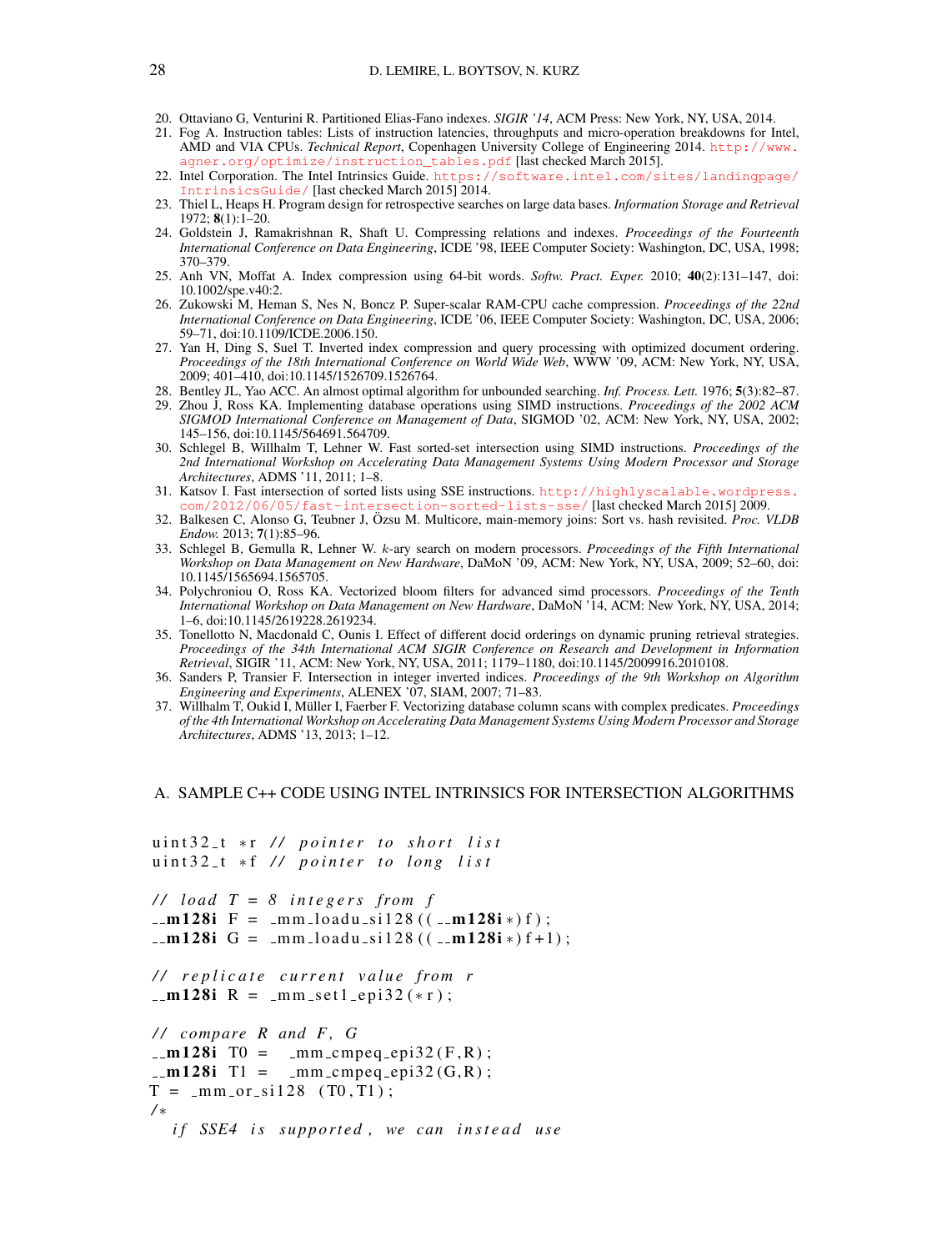20. Ottaviano G, Venturini R. Partitioned Elias-Fano indexes. *SIGIR '14*, ACM Press: New York, NY, USA, 2014.
21. Fog A. Instruction tables: Lists of instruction latencies, throughputs and micro-operation breakdowns for Intel, AMD and VIA CPUs. *Technical Report*, Copenhagen University College of Engineering 2014. http://www.agner.org/optimize/instruction_tables.pdf [last checked March 2015].
22. Intel Corporation. The Intel Intrinsics Guide. https://software.intel.com/sites/landingpage/IntrinsicsGuide/ [last checked March 2015] 2014.
23. Thiel L, Heaps H. Program design for retrospective searches on large data bases. *Information Storage and Retrieval* 1972; **8**(1):1–20.
24. Goldstein J, Ramakrishnan R, Shaft U. Compressing relations and indexes. *Proceedings of the Fourteenth International Conference on Data Engineering*, ICDE '98, IEEE Computer Society: Washington, DC, USA, 1998; 370–379.
25. Anh VN, Moffat A. Index compression using 64-bit words. *Softw. Pract. Exper.* 2010; **40**(2):131–147, doi:10.1002/spe.v40:2.
26. Zukowski M, Heman S, Nes N, Boncz P. Super-scalar RAM-CPU cache compression. *Proceedings of the 22nd International Conference on Data Engineering*, ICDE '06, IEEE Computer Society: Washington, DC, USA, 2006; 59–71, doi:10.1109/ICDE.2006.150.
27. Yan H, Ding S, Suel T. Inverted index compression and query processing with optimized document ordering. *Proceedings of the 18th International Conference on World Wide Web*, WWW '09, ACM: New York, NY, USA, 2009; 401–410, doi:10.1145/1526709.1526764.
28. Bentley JL, Yao ACC. An almost optimal algorithm for unbounded searching. *Inf. Process. Lett.* 1976; **5**(3):82–87.
29. Zhou J, Ross KA. Implementing database operations using SIMD instructions. *Proceedings of the 2002 ACM SIGMOD International Conference on Management of Data*, SIGMOD '02, ACM: New York, NY, USA, 2002; 145–156, doi:10.1145/564691.564709.
30. Schlegel B, Willhalm T, Lehner W. Fast sorted-set intersection using SIMD instructions. *Proceedings of the 2nd International Workshop on Accelerating Data Management Systems Using Modern Processor and Storage Architectures*, ADMS '11, 2011; 1–8.
31. Katsov I. Fast intersection of sorted lists using SSE instructions. http://highlyscalable.wordpress.com/2012/06/05/fast-intersection-sorted-lists-sse/ [last checked March 2015] 2009.
32. Balkesen C, Alonso G, Teubner J, Özsu M. Multicore, main-memory joins: Sort vs. hash revisited. *Proc. VLDB Endow.* 2013; **7**(1):85–96.
33. Schlegel B, Gemulla R, Lehner W. *k*-ary search on modern processors. *Proceedings of the Fifth International Workshop on Data Management on New Hardware*, DaMoN '09, ACM: New York, NY, USA, 2009; 52–60, doi:10.1145/1565694.1565705.
34. Polychroniou O, Ross KA. Vectorized bloom filters for advanced simd processors. *Proceedings of the Tenth International Workshop on Data Management on New Hardware*, DaMoN '14, ACM: New York, NY, USA, 2014; 1–6, doi:10.1145/2619228.2619234.
35. Tonellotto N, Macdonald C, Ounis I. Effect of different docid orderings on dynamic pruning retrieval strategies. *Proceedings of the 34th International ACM SIGIR Conference on Research and Development in Information Retrieval*, SIGIR '11, ACM: New York, NY, USA, 2011; 1179–1180, doi:10.1145/2009916.2010108.
36. Sanders P, Transier F. Intersection in integer inverted indices. *Proceedings of the 9th Workshop on Algorithm Engineering and Experiments*, ALENEX '07, SIAM, 2007; 71–83.
37. Willhalm T, Oukid I, Müller I, Faerber F. Vectorizing database column scans with complex predicates. *Proceedings of the 4th International Workshop on Accelerating Data Management Systems Using Modern Processor and Storage Architectures*, ADMS '13, 2013; 1–12.

## A. SAMPLE C++ CODE USING INTEL INTRINSICS FOR INTERSECTION ALGORITHMS

```
uint32_t *r // pointer to short list
uint32_t *f // pointer to long list

// load T = 8 integers from f
__m128i F = _mm_loadu_si128((__m128i*)f);
__m128i G = _mm_loadu_si128((__m128i*)f+1);

// replicate current value from r
__m128i R = _mm_set1_epi32(*r);

// compare R and F, G
__m128i T0 =  _mm_cmpeq_epi32(F,R);
__m128i T1 =  _mm_cmpeq_epi32(G,R);
T = _mm_or_si128 (T0,T1);
/*
  if SSE4 is supported, we can instead use
```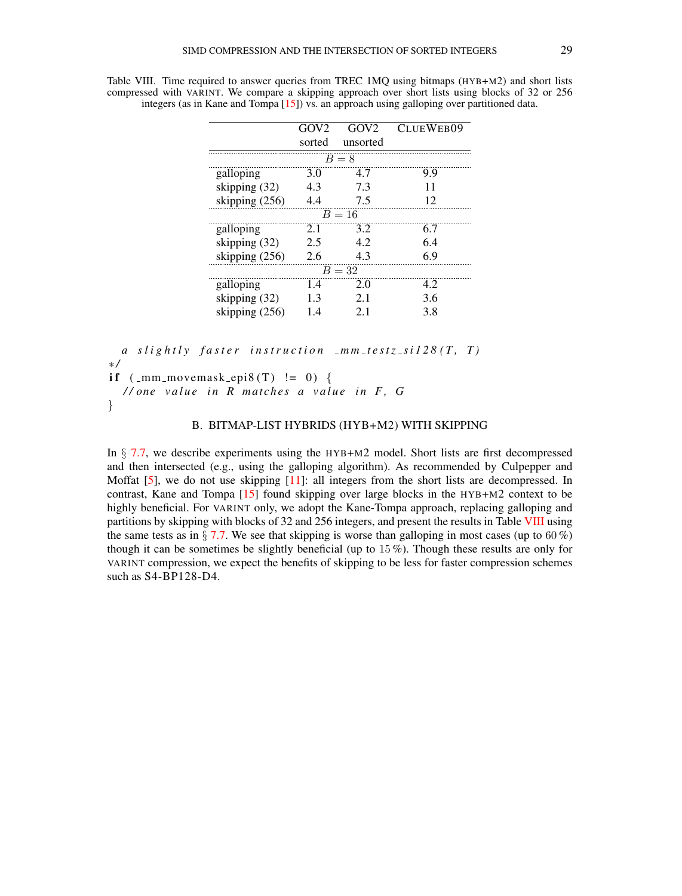Table VIII. Time required to answer queries from TREC 1MQ using bitmaps (HYB+M2) and short lists compressed with VARINT. We compare a skipping approach over short lists using blocks of 32 or 256 integers (as in Kane and Tompa [15]) vs. an approach using galloping over partitioned data.

| | GOV2 sorted | GOV2 unsorted | CLUEWEB09 |
|---|---|---|---|
| | $B = 8$ | | |
| galloping | 3.0 | 4.7 | 9.9 |
| skipping (32) | 4.3 | 7.3 | 11 |
| skipping (256) | 4.4 | 7.5 | 12 |
| | $B = 16$ | | |
| galloping | 2.1 | 3.2 | 6.7 |
| skipping (32) | 2.5 | 4.2 | 6.4 |
| skipping (256) | 2.6 | 4.3 | 6.9 |
| | $B = 32$ | | |
| galloping | 1.4 | 2.0 | 4.2 |
| skipping (32) | 1.3 | 2.1 | 3.6 |
| skipping (256) | 1.4 | 2.1 | 3.8 |

```
  a slightly faster instruction _mm_testz_si128(T, T)
*/
if (_mm_movemask_epi8(T) != 0) {
  //one value in R matches a value in F, G
}
```

## B. BITMAP-LIST HYBRIDS (HYB+M2) WITH SKIPPING

In § 7.7, we describe experiments using the HYB+M2 model. Short lists are first decompressed and then intersected (e.g., using the galloping algorithm). As recommended by Culpepper and Moffat [5], we do not use skipping [11]: all integers from the short lists are decompressed. In contrast, Kane and Tompa [15] found skipping over large blocks in the HYB+M2 context to be highly beneficial. For VARINT only, we adopt the Kane-Tompa approach, replacing galloping and partitions by skipping with blocks of 32 and 256 integers, and present the results in Table VIII using the same tests as in § 7.7. We see that skipping is worse than galloping in most cases (up to 60 %) though it can be sometimes be slightly beneficial (up to 15 %). Though these results are only for VARINT compression, we expect the benefits of skipping to be less for faster compression schemes such as S4-BP128-D4.